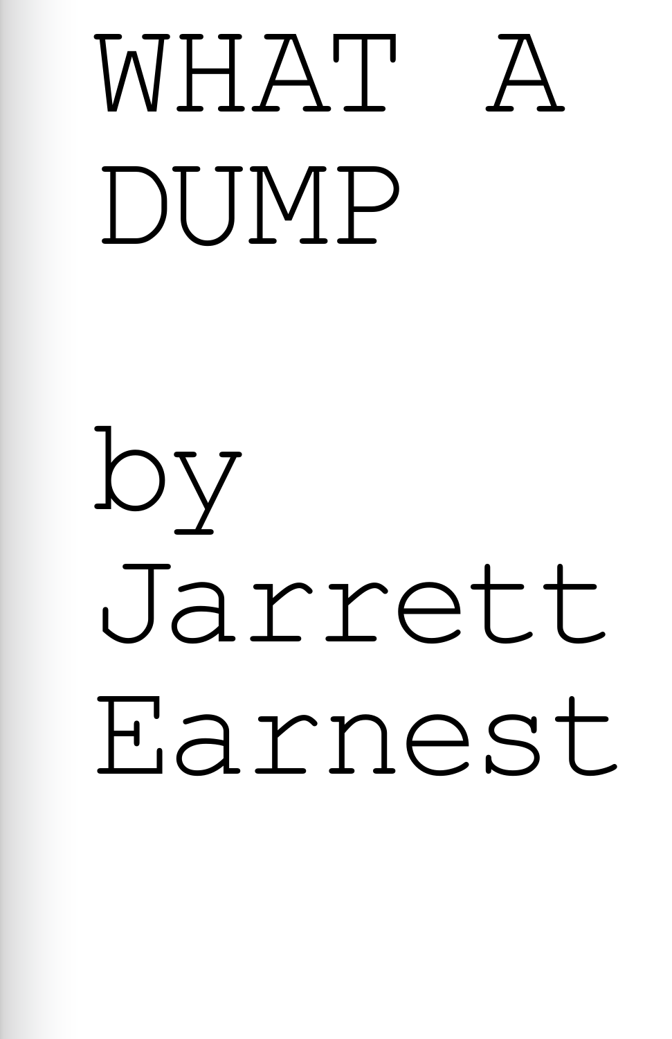# WHAT A DUMP

by Jarrett Earnest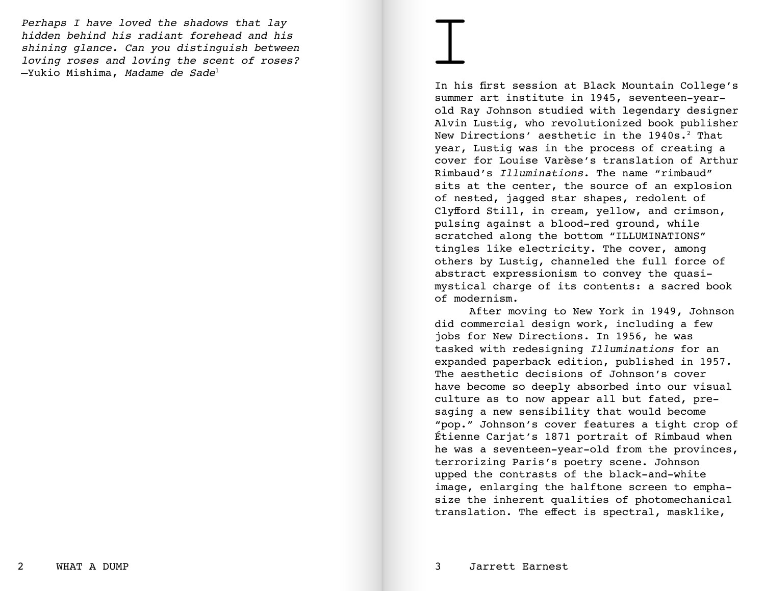*Perhaps I have loved the shadows that lay hidden behind his radiant forehead and his shining glance. Can you distinguish between loving roses and loving the scent of roses?*
—Yukio Mishima, *Madame de Sade*[1]

# I

In his first session at Black Mountain College's summer art institute in 1945, seventeen-year-old Ray Johnson studied with legendary designer Alvin Lustig, who revolutionized book publisher New Directions' aesthetic in the 1940s.[2] That year, Lustig was in the process of creating a cover for Louise Varèse's translation of Arthur Rimbaud's *Illuminations*. The name "rimbaud" sits at the center, the source of an explosion of nested, jagged star shapes, redolent of Clyfford Still, in cream, yellow, and crimson, pulsing against a blood-red ground, while scratched along the bottom "ILLUMINATIONS" tingles like electricity. The cover, among others by Lustig, channeled the full force of abstract expressionism to convey the quasi-mystical charge of its contents: a sacred book of modernism.

After moving to New York in 1949, Johnson did commercial design work, including a few jobs for New Directions. In 1956, he was tasked with redesigning *Illuminations* for an expanded paperback edition, published in 1957. The aesthetic decisions of Johnson's cover have become so deeply absorbed into our visual culture as to now appear all but fated, presaging a new sensibility that would become "pop." Johnson's cover features a tight crop of Étienne Carjat's 1871 portrait of Rimbaud when he was a seventeen-year-old from the provinces, terrorizing Paris's poetry scene. Johnson upped the contrasts of the black-and-white image, enlarging the halftone screen to emphasize the inherent qualities of photomechanical translation. The effect is spectral, masklike,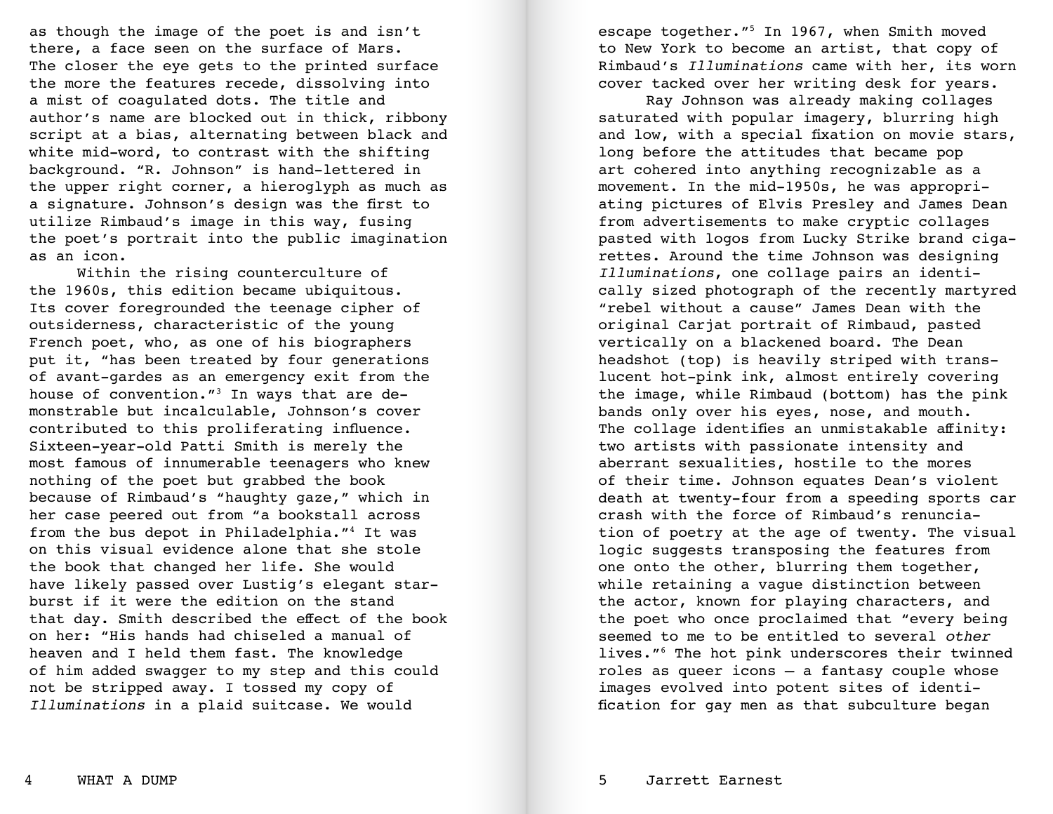as though the image of the poet is and isn't there, a face seen on the surface of Mars. The closer the eye gets to the printed surface the more the features recede, dissolving into a mist of coagulated dots. The title and author's name are blocked out in thick, ribbony script at a bias, alternating between black and white mid-word, to contrast with the shifting background. "R. Johnson" is hand-lettered in the upper right corner, a hieroglyph as much as a signature. Johnson's design was the first to utilize Rimbaud's image in this way, fusing the poet's portrait into the public imagination as an icon.

Within the rising counterculture of the 1960s, this edition became ubiquitous. Its cover foregrounded the teenage cipher of outsiderness, characteristic of the young French poet, who, as one of his biographers put it, "has been treated by four generations of avant-gardes as an emergency exit from the house of convention."[3] In ways that are demonstrable but incalculable, Johnson's cover contributed to this proliferating influence. Sixteen-year-old Patti Smith is merely the most famous of innumerable teenagers who knew nothing of the poet but grabbed the book because of Rimbaud's "haughty gaze," which in her case peered out from "a bookstall across from the bus depot in Philadelphia."[4] It was on this visual evidence alone that she stole the book that changed her life. She would have likely passed over Lustig's elegant starburst if it were the edition on the stand that day. Smith described the effect of the book on her: "His hands had chiseled a manual of heaven and I held them fast. The knowledge of him added swagger to my step and this could not be stripped away. I tossed my copy of *Illuminations* in a plaid suitcase. We would escape together."[5] In 1967, when Smith moved to New York to become an artist, that copy of Rimbaud's *Illuminations* came with her, its worn cover tacked over her writing desk for years.

Ray Johnson was already making collages saturated with popular imagery, blurring high and low, with a special fixation on movie stars, long before the attitudes that became pop art cohered into anything recognizable as a movement. In the mid-1950s, he was appropriating pictures of Elvis Presley and James Dean from advertisements to make cryptic collages pasted with logos from Lucky Strike brand cigarettes. Around the time Johnson was designing *Illuminations*, one collage pairs an identically sized photograph of the recently martyred "rebel without a cause" James Dean with the original Carjat portrait of Rimbaud, pasted vertically on a blackened board. The Dean headshot (top) is heavily striped with translucent hot-pink ink, almost entirely covering the image, while Rimbaud (bottom) has the pink bands only over his eyes, nose, and mouth. The collage identifies an unmistakable affinity: two artists with passionate intensity and aberrant sexualities, hostile to the mores of their time. Johnson equates Dean's violent death at twenty-four from a speeding sports car crash with the force of Rimbaud's renunciation of poetry at the age of twenty. The visual logic suggests transposing the features from one onto the other, blurring them together, while retaining a vague distinction between the actor, known for playing characters, and the poet who once proclaimed that "every being seemed to me to be entitled to several *other* lives."[6] The hot pink underscores their twinned roles as queer icons — a fantasy couple whose images evolved into potent sites of identification for gay men as that subculture began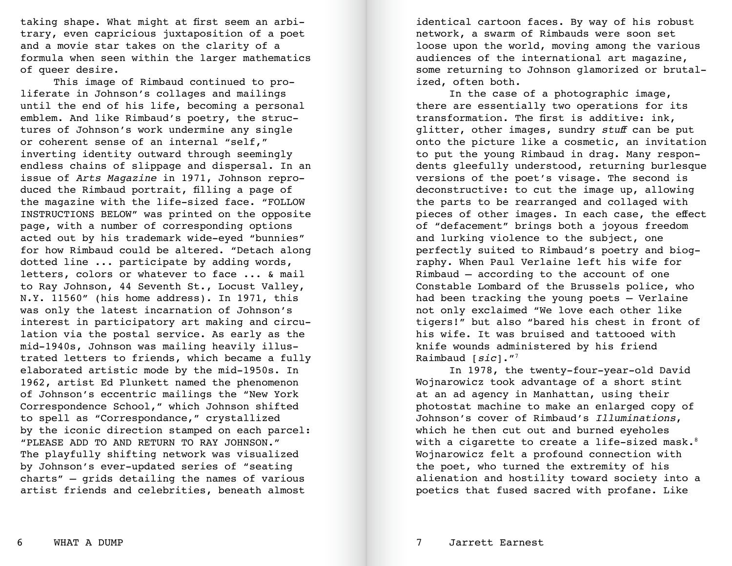taking shape. What might at first seem an arbitrary, even capricious juxtaposition of a poet and a movie star takes on the clarity of a formula when seen within the larger mathematics of queer desire.

This image of Rimbaud continued to proliferate in Johnson's collages and mailings until the end of his life, becoming a personal emblem. And like Rimbaud's poetry, the structures of Johnson's work undermine any single or coherent sense of an internal "self," inverting identity outward through seemingly endless chains of slippage and dispersal. In an issue of *Arts Magazine* in 1971, Johnson reproduced the Rimbaud portrait, filling a page of the magazine with the life-sized face. "FOLLOW INSTRUCTIONS BELOW" was printed on the opposite page, with a number of corresponding options acted out by his trademark wide-eyed "bunnies" for how Rimbaud could be altered. "Detach along dotted line ... participate by adding words, letters, colors or whatever to face ... & mail to Ray Johnson, 44 Seventh St., Locust Valley, N.Y. 11560" (his home address). In 1971, this was only the latest incarnation of Johnson's interest in participatory art making and circulation via the postal service. As early as the mid-1940s, Johnson was mailing heavily illustrated letters to friends, which became a fully elaborated artistic mode by the mid-1950s. In 1962, artist Ed Plunkett named the phenomenon of Johnson's eccentric mailings the "New York Correspondence School," which Johnson shifted to spell as "Correspondance," crystallized by the iconic direction stamped on each parcel: "PLEASE ADD TO AND RETURN TO RAY JOHNSON." The playfully shifting network was visualized by Johnson's ever-updated series of "seating charts" – grids detailing the names of various artist friends and celebrities, beneath almost identical cartoon faces. By way of his robust network, a swarm of Rimbauds were soon set loose upon the world, moving among the various audiences of the international art magazine, some returning to Johnson glamorized or brutalized, often both.

In the case of a photographic image, there are essentially two operations for its transformation. The first is additive: ink, glitter, other images, sundry *stuff* can be put onto the picture like a cosmetic, an invitation to put the young Rimbaud in drag. Many respondents gleefully understood, returning burlesque versions of the poet's visage. The second is deconstructive: to cut the image up, allowing the parts to be rearranged and collaged with pieces of other images. In each case, the effect of "defacement" brings both a joyous freedom and lurking violence to the subject, one perfectly suited to Rimbaud's poetry and biography. When Paul Verlaine left his wife for Rimbaud – according to the account of one Constable Lombard of the Brussels police, who had been tracking the young poets – Verlaine not only exclaimed "We love each other like tigers!" but also "bared his chest in front of his wife. It was bruised and tattooed with knife wounds administered by his friend Raimbaud [*sic*]."[7]

In 1978, the twenty-four-year-old David Wojnarowicz took advantage of a short stint at an ad agency in Manhattan, using their photostat machine to make an enlarged copy of Johnson's cover of Rimbaud's *Illuminations*, which he then cut out and burned eyeholes with a cigarette to create a life-sized mask.[8] Wojnarowicz felt a profound connection with the poet, who turned the extremity of his alienation and hostility toward society into a poetics that fused sacred with profane. Like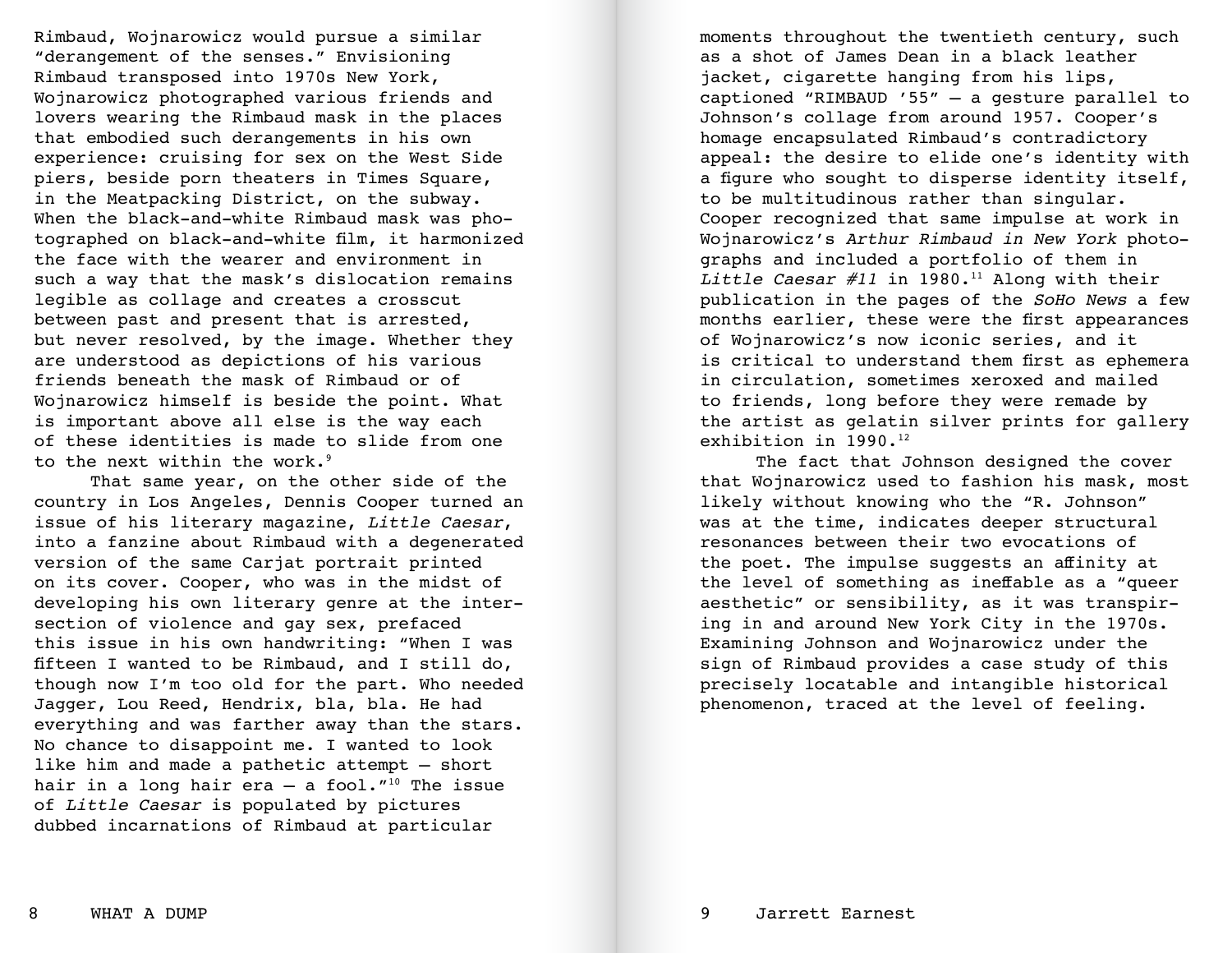Rimbaud, Wojnarowicz would pursue a similar "derangement of the senses." Envisioning Rimbaud transposed into 1970s New York, Wojnarowicz photographed various friends and lovers wearing the Rimbaud mask in the places that embodied such derangements in his own experience: cruising for sex on the West Side piers, beside porn theaters in Times Square, in the Meatpacking District, on the subway. When the black-and-white Rimbaud mask was photographed on black-and-white film, it harmonized the face with the wearer and environment in such a way that the mask's dislocation remains legible as collage and creates a crosscut between past and present that is arrested, but never resolved, by the image. Whether they are understood as depictions of his various friends beneath the mask of Rimbaud or of Wojnarowicz himself is beside the point. What is important above all else is the way each of these identities is made to slide from one to the next within the work.[9]

That same year, on the other side of the country in Los Angeles, Dennis Cooper turned an issue of his literary magazine, *Little Caesar*, into a fanzine about Rimbaud with a degenerated version of the same Carjat portrait printed on its cover. Cooper, who was in the midst of developing his own literary genre at the intersection of violence and gay sex, prefaced this issue in his own handwriting: "When I was fifteen I wanted to be Rimbaud, and I still do, though now I'm too old for the part. Who needed Jagger, Lou Reed, Hendrix, bla, bla. He had everything and was farther away than the stars. No chance to disappoint me. I wanted to look like him and made a pathetic attempt – short hair in a long hair era – a fool."[10] The issue of *Little Caesar* is populated by pictures dubbed incarnations of Rimbaud at particular moments throughout the twentieth century, such as a shot of James Dean in a black leather jacket, cigarette hanging from his lips, captioned "RIMBAUD '55" – a gesture parallel to Johnson's collage from around 1957. Cooper's homage encapsulated Rimbaud's contradictory appeal: the desire to elide one's identity with a figure who sought to disperse identity itself, to be multitudinous rather than singular. Cooper recognized that same impulse at work in Wojnarowicz's *Arthur Rimbaud in New York* photographs and included a portfolio of them in *Little Caesar #11* in 1980.[11] Along with their publication in the pages of the *SoHo News* a few months earlier, these were the first appearances of Wojnarowicz's now iconic series, and it is critical to understand them first as ephemera in circulation, sometimes xeroxed and mailed to friends, long before they were remade by the artist as gelatin silver prints for gallery exhibition in 1990.[12]

The fact that Johnson designed the cover that Wojnarowicz used to fashion his mask, most likely without knowing who the "R. Johnson" was at the time, indicates deeper structural resonances between their two evocations of the poet. The impulse suggests an affinity at the level of something as ineffable as a "queer aesthetic" or sensibility, as it was transpiring in and around New York City in the 1970s. Examining Johnson and Wojnarowicz under the sign of Rimbaud provides a case study of this precisely locatable and intangible historical phenomenon, traced at the level of feeling.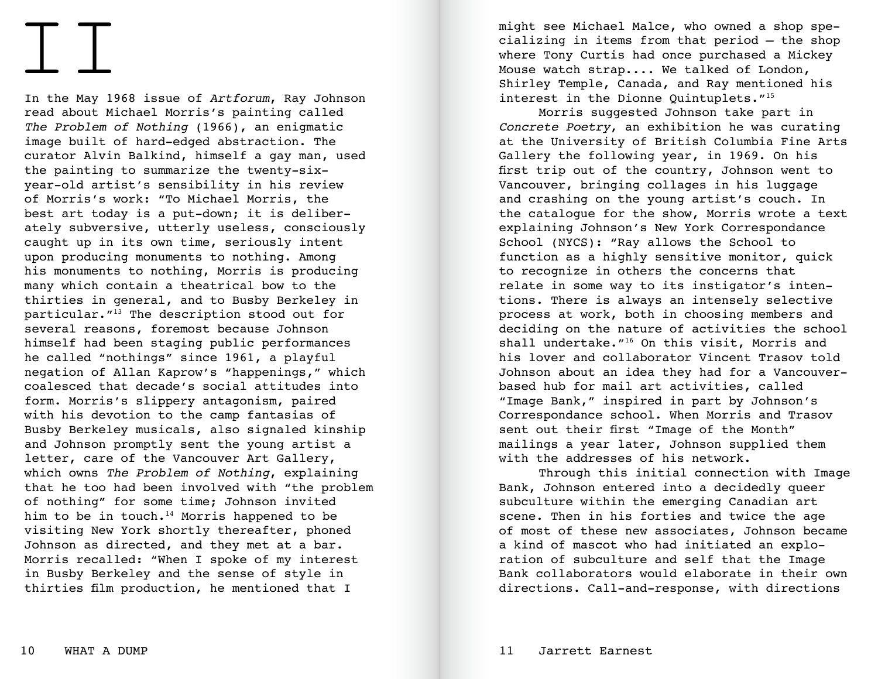# II

In the May 1968 issue of *Artforum*, Ray Johnson read about Michael Morris's painting called *The Problem of Nothing* (1966), an enigmatic image built of hard-edged abstraction. The curator Alvin Balkind, himself a gay man, used the painting to summarize the twenty-six-year-old artist's sensibility in his review of Morris's work: "To Michael Morris, the best art today is a put-down; it is deliberately subversive, utterly useless, consciously caught up in its own time, seriously intent upon producing monuments to nothing. Among his monuments to nothing, Morris is producing many which contain a theatrical bow to the thirties in general, and to Busby Berkeley in particular."[13] The description stood out for several reasons, foremost because Johnson himself had been staging public performances he called "nothings" since 1961, a playful negation of Allan Kaprow's "happenings," which coalesced that decade's social attitudes into form. Morris's slippery antagonism, paired with his devotion to the camp fantasias of Busby Berkeley musicals, also signaled kinship and Johnson promptly sent the young artist a letter, care of the Vancouver Art Gallery, which owns *The Problem of Nothing*, explaining that he too had been involved with "the problem of nothing" for some time; Johnson invited him to be in touch.[14] Morris happened to be visiting New York shortly thereafter, phoned Johnson as directed, and they met at a bar. Morris recalled: "When I spoke of my interest in Busby Berkeley and the sense of style in thirties film production, he mentioned that I might see Michael Malce, who owned a shop specializing in items from that period — the shop where Tony Curtis had once purchased a Mickey Mouse watch strap.... We talked of London, Shirley Temple, Canada, and Ray mentioned his interest in the Dionne Quintuplets."[15]

Morris suggested Johnson take part in *Concrete Poetry*, an exhibition he was curating at the University of British Columbia Fine Arts Gallery the following year, in 1969. On his first trip out of the country, Johnson went to Vancouver, bringing collages in his luggage and crashing on the young artist's couch. In the catalogue for the show, Morris wrote a text explaining Johnson's New York Correspondance School (NYCS): "Ray allows the School to function as a highly sensitive monitor, quick to recognize in others the concerns that relate in some way to its instigator's intentions. There is always an intensely selective process at work, both in choosing members and deciding on the nature of activities the school shall undertake."[16] On this visit, Morris and his lover and collaborator Vincent Trasov told Johnson about an idea they had for a Vancouver-based hub for mail art activities, called "Image Bank," inspired in part by Johnson's Correspondance school. When Morris and Trasov sent out their first "Image of the Month" mailings a year later, Johnson supplied them with the addresses of his network.

Through this initial connection with Image Bank, Johnson entered into a decidedly queer subculture within the emerging Canadian art scene. Then in his forties and twice the age of most of these new associates, Johnson became a kind of mascot who had initiated an exploration of subculture and self that the Image Bank collaborators would elaborate in their own directions. Call-and-response, with directions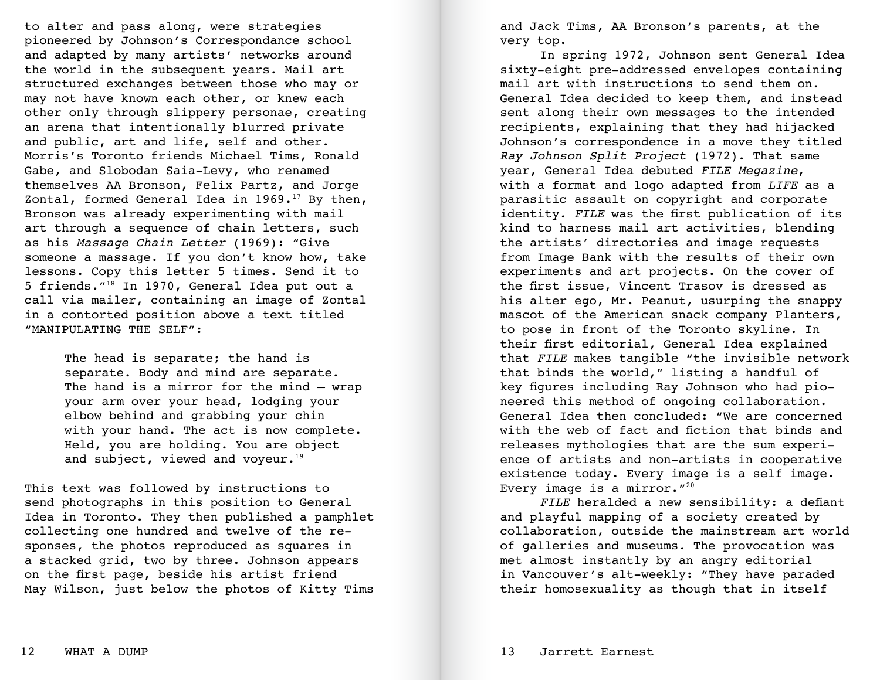to alter and pass along, were strategies pioneered by Johnson's Correspondance school and adapted by many artists' networks around the world in the subsequent years. Mail art structured exchanges between those who may or may not have known each other, or knew each other only through slippery personae, creating an arena that intentionally blurred private and public, art and life, self and other. Morris's Toronto friends Michael Tims, Ronald Gabe, and Slobodan Saia-Levy, who renamed themselves AA Bronson, Felix Partz, and Jorge Zontal, formed General Idea in 1969.[17] By then, Bronson was already experimenting with mail art through a sequence of chain letters, such as his *Massage Chain Letter* (1969): "Give someone a massage. If you don't know how, take lessons. Copy this letter 5 times. Send it to 5 friends."[18] In 1970, General Idea put out a call via mailer, containing an image of Zontal in a contorted position above a text titled "MANIPULATING THE SELF":

> The head is separate; the hand is separate. Body and mind are separate. The hand is a mirror for the mind – wrap your arm over your head, lodging your elbow behind and grabbing your chin with your hand. The act is now complete. Held, you are holding. You are object and subject, viewed and voyeur.[19]

This text was followed by instructions to send photographs in this position to General Idea in Toronto. They then published a pamphlet collecting one hundred and twelve of the responses, the photos reproduced as squares in a stacked grid, two by three. Johnson appears on the first page, beside his artist friend May Wilson, just below the photos of Kitty Tims and Jack Tims, AA Bronson's parents, at the very top.

In spring 1972, Johnson sent General Idea sixty-eight pre-addressed envelopes containing mail art with instructions to send them on. General Idea decided to keep them, and instead sent along their own messages to the intended recipients, explaining that they had hijacked Johnson's correspondence in a move they titled *Ray Johnson Split Project* (1972). That same year, General Idea debuted *FILE Megazine*, with a format and logo adapted from *LIFE* as a parasitic assault on copyright and corporate identity. *FILE* was the first publication of its kind to harness mail art activities, blending the artists' directories and image requests from Image Bank with the results of their own experiments and art projects. On the cover of the first issue, Vincent Trasov is dressed as his alter ego, Mr. Peanut, usurping the snappy mascot of the American snack company Planters, to pose in front of the Toronto skyline. In their first editorial, General Idea explained that *FILE* makes tangible "the invisible network that binds the world," listing a handful of key figures including Ray Johnson who had pioneered this method of ongoing collaboration. General Idea then concluded: "We are concerned with the web of fact and fiction that binds and releases mythologies that are the sum experience of artists and non-artists in cooperative existence today. Every image is a self image. Every image is a mirror."[20]

*FILE* heralded a new sensibility: a defiant and playful mapping of a society created by collaboration, outside the mainstream art world of galleries and museums. The provocation was met almost instantly by an angry editorial in Vancouver's alt-weekly: "They have paraded their homosexuality as though that in itself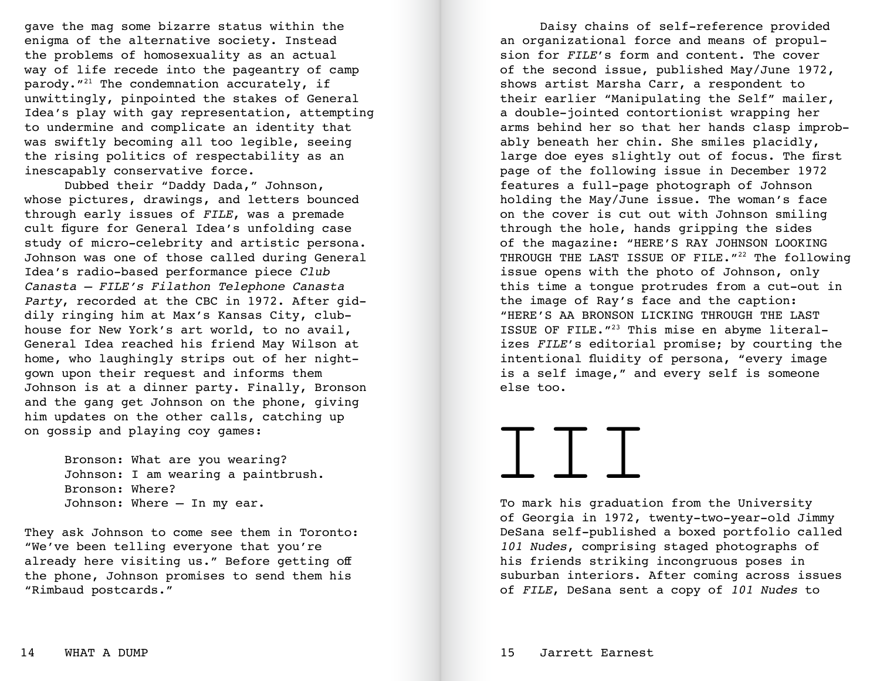gave the mag some bizarre status within the enigma of the alternative society. Instead the problems of homosexuality as an actual way of life recede into the pageantry of camp parody."[21] The condemnation accurately, if unwittingly, pinpointed the stakes of General Idea's play with gay representation, attempting to undermine and complicate an identity that was swiftly becoming all too legible, seeing the rising politics of respectability as an inescapably conservative force.

Dubbed their "Daddy Dada," Johnson, whose pictures, drawings, and letters bounced through early issues of *FILE*, was a premade cult figure for General Idea's unfolding case study of micro-celebrity and artistic persona. Johnson was one of those called during General Idea's radio-based performance piece *Club Canasta – FILE's Filathon Telephone Canasta Party*, recorded at the CBC in 1972. After giddily ringing him at Max's Kansas City, clubhouse for New York's art world, to no avail, General Idea reached his friend May Wilson at home, who laughingly strips out of her nightgown upon their request and informs them Johnson is at a dinner party. Finally, Bronson and the gang get Johnson on the phone, giving him updates on the other calls, catching up on gossip and playing coy games:

> Bronson: What are you wearing?
> Johnson: I am wearing a paintbrush.
> Bronson: Where?
> Johnson: Where – In my ear.

They ask Johnson to come see them in Toronto: "We've been telling everyone that you're already here visiting us." Before getting off the phone, Johnson promises to send them his "Rimbaud postcards."

Daisy chains of self-reference provided an organizational force and means of propulsion for *FILE*'s form and content. The cover of the second issue, published May/June 1972, shows artist Marsha Carr, a respondent to their earlier "Manipulating the Self" mailer, a double-jointed contortionist wrapping her arms behind her so that her hands clasp improbably beneath her chin. She smiles placidly, large doe eyes slightly out of focus. The first page of the following issue in December 1972 features a full-page photograph of Johnson holding the May/June issue. The woman's face on the cover is cut out with Johnson smiling through the hole, hands gripping the sides of the magazine: "HERE'S RAY JOHNSON LOOKING THROUGH THE LAST ISSUE OF FILE."[22] The following issue opens with the photo of Johnson, only this time a tongue protrudes from a cut-out in the image of Ray's face and the caption: "HERE'S AA BRONSON LICKING THROUGH THE LAST ISSUE OF FILE."[23] This mise en abyme literalizes *FILE*'s editorial promise; by courting the intentional fluidity of persona, "every image is a self image," and every self is someone else too.

# III

To mark his graduation from the University of Georgia in 1972, twenty-two-year-old Jimmy DeSana self-published a boxed portfolio called *101 Nudes*, comprising staged photographs of his friends striking incongruous poses in suburban interiors. After coming across issues of *FILE*, DeSana sent a copy of *101 Nudes* to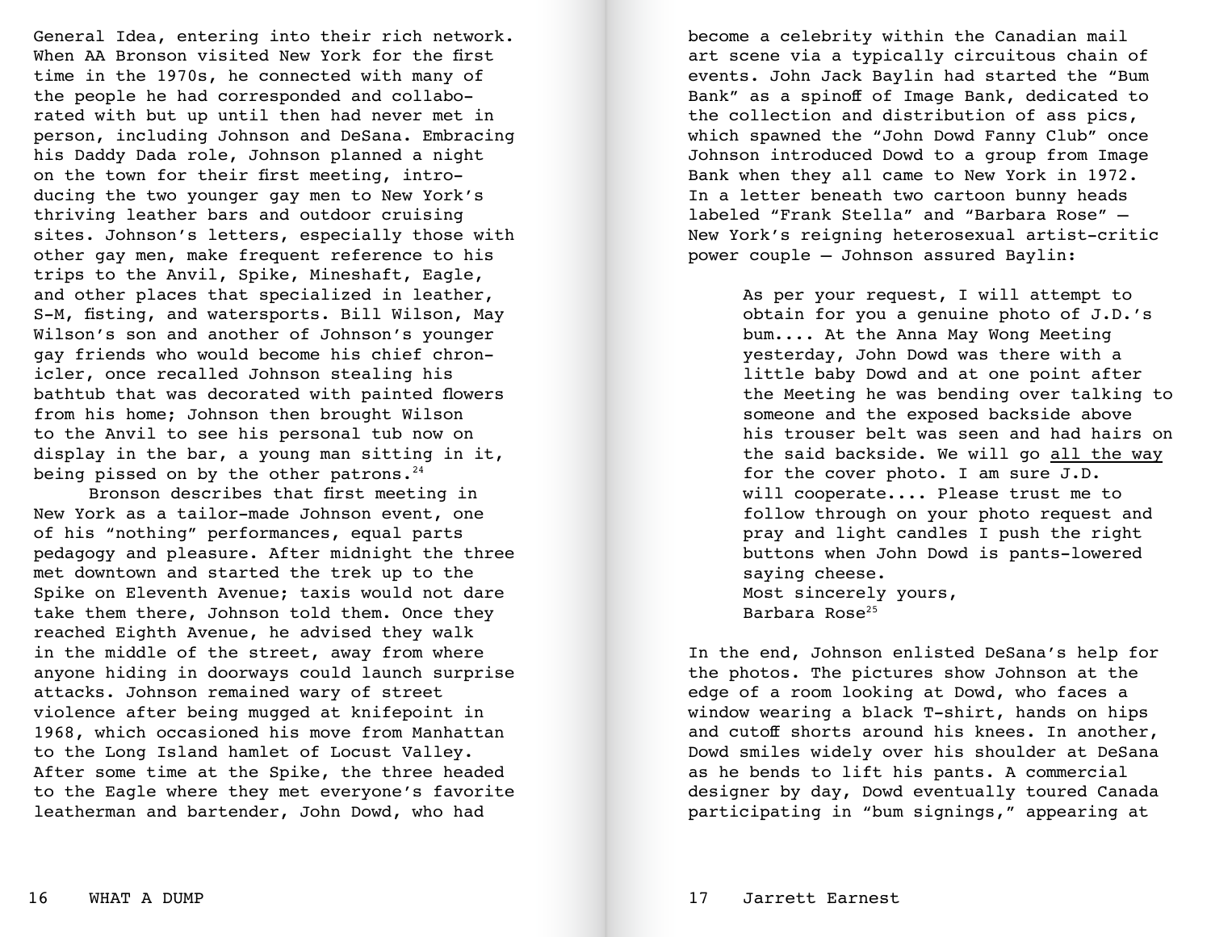General Idea, entering into their rich network. When AA Bronson visited New York for the first time in the 1970s, he connected with many of the people he had corresponded and collaborated with but up until then had never met in person, including Johnson and DeSana. Embracing his Daddy Dada role, Johnson planned a night on the town for their first meeting, introducing the two younger gay men to New York's thriving leather bars and outdoor cruising sites. Johnson's letters, especially those with other gay men, make frequent reference to his trips to the Anvil, Spike, Mineshaft, Eagle, and other places that specialized in leather, S-M, fisting, and watersports. Bill Wilson, May Wilson's son and another of Johnson's younger gay friends who would become his chief chronicler, once recalled Johnson stealing his bathtub that was decorated with painted flowers from his home; Johnson then brought Wilson to the Anvil to see his personal tub now on display in the bar, a young man sitting in it, being pissed on by the other patrons.[24]

Bronson describes that first meeting in New York as a tailor-made Johnson event, one of his "nothing" performances, equal parts pedagogy and pleasure. After midnight the three met downtown and started the trek up to the Spike on Eleventh Avenue; taxis would not dare take them there, Johnson told them. Once they reached Eighth Avenue, he advised they walk in the middle of the street, away from where anyone hiding in doorways could launch surprise attacks. Johnson remained wary of street violence after being mugged at knifepoint in 1968, which occasioned his move from Manhattan to the Long Island hamlet of Locust Valley. After some time at the Spike, the three headed to the Eagle where they met everyone's favorite leatherman and bartender, John Dowd, who had become a celebrity within the Canadian mail art scene via a typically circuitous chain of events. John Jack Baylin had started the "Bum Bank" as a spinoff of Image Bank, dedicated to the collection and distribution of ass pics, which spawned the "John Dowd Fanny Club" once Johnson introduced Dowd to a group from Image Bank when they all came to New York in 1972. In a letter beneath two cartoon bunny heads labeled "Frank Stella" and "Barbara Rose" — New York's reigning heterosexual artist-critic power couple — Johnson assured Baylin:

> As per your request, I will attempt to obtain for you a genuine photo of J.D.'s bum.... At the Anna May Wong Meeting yesterday, John Dowd was there with a little baby Dowd and at one point after the Meeting he was bending over talking to someone and the exposed backside above his trouser belt was seen and had hairs on the said backside. We will go <u>all the way</u> for the cover photo. I am sure J.D. will cooperate.... Please trust me to follow through on your photo request and pray and light candles I push the right buttons when John Dowd is pants-lowered saying cheese.
> Most sincerely yours,
> Barbara Rose[25]

In the end, Johnson enlisted DeSana's help for the photos. The pictures show Johnson at the edge of a room looking at Dowd, who faces a window wearing a black T-shirt, hands on hips and cutoff shorts around his knees. In another, Dowd smiles widely over his shoulder at DeSana as he bends to lift his pants. A commercial designer by day, Dowd eventually toured Canada participating in "bum signings," appearing at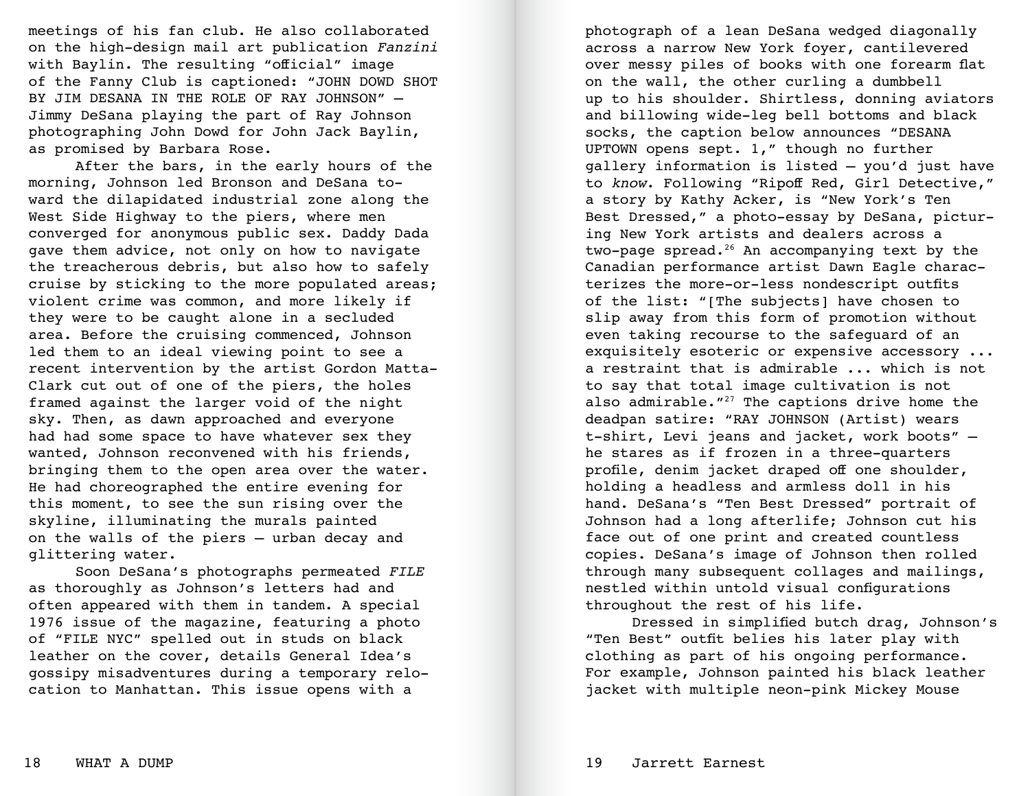meetings of his fan club. He also collaborated on the high-design mail art publication *Fanzini* with Baylin. The resulting "official" image of the Fanny Club is captioned: "JOHN DOWD SHOT BY JIM DESANA IN THE ROLE OF RAY JOHNSON" — Jimmy DeSana playing the part of Ray Johnson photographing John Dowd for John Jack Baylin, as promised by Barbara Rose.

After the bars, in the early hours of the morning, Johnson led Bronson and DeSana toward the dilapidated industrial zone along the West Side Highway to the piers, where men converged for anonymous public sex. Daddy Dada gave them advice, not only on how to navigate the treacherous debris, but also how to safely cruise by sticking to the more populated areas; violent crime was common, and more likely if they were to be caught alone in a secluded area. Before the cruising commenced, Johnson led them to an ideal viewing point to see a recent intervention by the artist Gordon Matta-Clark cut out of one of the piers, the holes framed against the larger void of the night sky. Then, as dawn approached and everyone had had some space to have whatever sex they wanted, Johnson reconvened with his friends, bringing them to the open area over the water. He had choreographed the entire evening for this moment, to see the sun rising over the skyline, illuminating the murals painted on the walls of the piers — urban decay and glittering water.

Soon DeSana's photographs permeated *FILE* as thoroughly as Johnson's letters had and often appeared with them in tandem. A special 1976 issue of the magazine, featuring a photo of "FILE NYC" spelled out in studs on black leather on the cover, details General Idea's gossipy misadventures during a temporary relocation to Manhattan. This issue opens with a photograph of a lean DeSana wedged diagonally across a narrow New York foyer, cantilevered over messy piles of books with one forearm flat on the wall, the other curling a dumbbell up to his shoulder. Shirtless, donning aviators and billowing wide-leg bell bottoms and black socks, the caption below announces "DESANA UPTOWN opens sept. 1," though no further gallery information is listed — you'd just have to *know*. Following "Ripoff Red, Girl Detective," a story by Kathy Acker, is "New York's Ten Best Dressed," a photo-essay by DeSana, picturing New York artists and dealers across a two-page spread.[26] An accompanying text by the Canadian performance artist Dawn Eagle characterizes the more-or-less nondescript outfits of the list: "[The subjects] have chosen to slip away from this form of promotion without even taking recourse to the safeguard of an exquisitely esoteric or expensive accessory ... a restraint that is admirable ... which is not to say that total image cultivation is not also admirable."[27] The captions drive home the deadpan satire: "RAY JOHNSON (Artist) wears t-shirt, Levi jeans and jacket, work boots" — he stares as if frozen in a three-quarters profile, denim jacket draped off one shoulder, holding a headless and armless doll in his hand. DeSana's "Ten Best Dressed" portrait of Johnson had a long afterlife; Johnson cut his face out of one print and created countless copies. DeSana's image of Johnson then rolled through many subsequent collages and mailings, nestled within untold visual configurations throughout the rest of his life.

Dressed in simplified butch drag, Johnson's "Ten Best" outfit belies his later play with clothing as part of his ongoing performance. For example, Johnson painted his black leather jacket with multiple neon-pink Mickey Mouse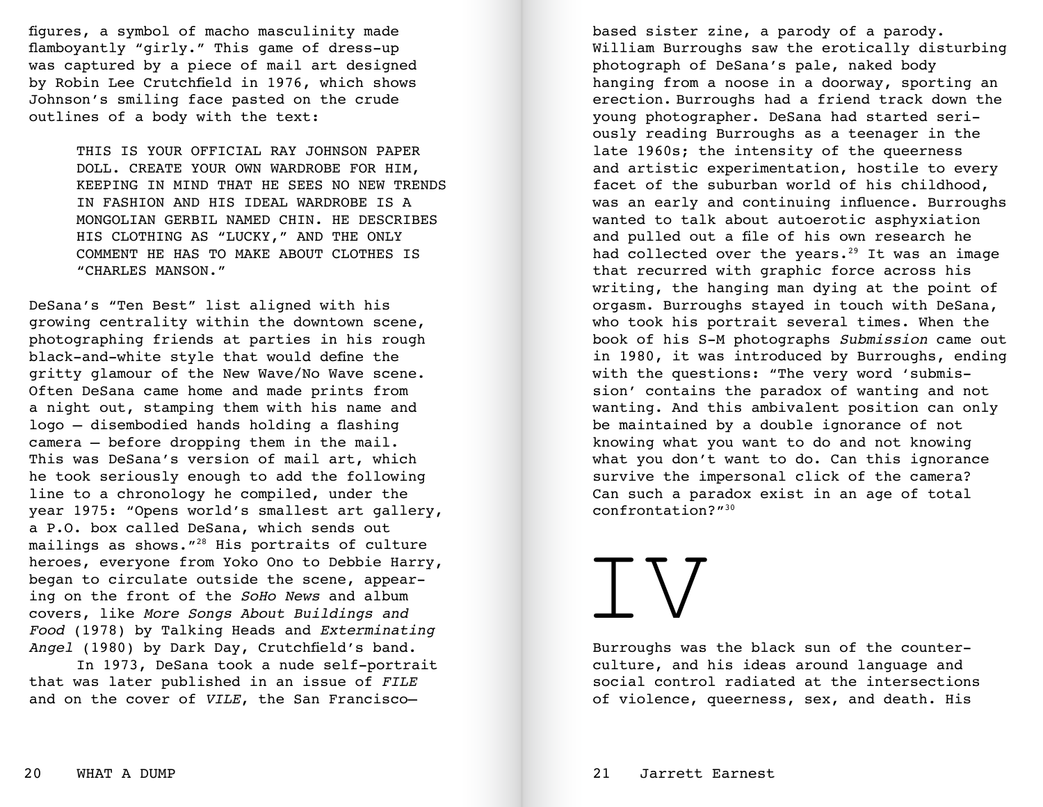figures, a symbol of macho masculinity made flamboyantly "girly." This game of dress-up was captured by a piece of mail art designed by Robin Lee Crutchfield in 1976, which shows Johnson's smiling face pasted on the crude outlines of a body with the text:

> THIS IS YOUR OFFICIAL RAY JOHNSON PAPER DOLL. CREATE YOUR OWN WARDROBE FOR HIM, KEEPING IN MIND THAT HE SEES NO NEW TRENDS IN FASHION AND HIS IDEAL WARDROBE IS A MONGOLIAN GERBIL NAMED CHIN. HE DESCRIBES HIS CLOTHING AS "LUCKY," AND THE ONLY COMMENT HE HAS TO MAKE ABOUT CLOTHES IS "CHARLES MANSON."

DeSana's "Ten Best" list aligned with his growing centrality within the downtown scene, photographing friends at parties in his rough black-and-white style that would define the gritty glamour of the New Wave/No Wave scene. Often DeSana came home and made prints from a night out, stamping them with his name and logo — disembodied hands holding a flashing camera — before dropping them in the mail. This was DeSana's version of mail art, which he took seriously enough to add the following line to a chronology he compiled, under the year 1975: "Opens world's smallest art gallery, a P.O. box called DeSana, which sends out mailings as shows."[28] His portraits of culture heroes, everyone from Yoko Ono to Debbie Harry, began to circulate outside the scene, appearing on the front of the *SoHo News* and album covers, like *More Songs About Buildings and Food* (1978) by Talking Heads and *Exterminating Angel* (1980) by Dark Day, Crutchfield's band.

In 1973, DeSana took a nude self-portrait that was later published in an issue of *FILE* and on the cover of *VILE*, the San Francisco–based sister zine, a parody of a parody. William Burroughs saw the erotically disturbing photograph of DeSana's pale, naked body hanging from a noose in a doorway, sporting an erection. Burroughs had a friend track down the young photographer. DeSana had started seriously reading Burroughs as a teenager in the late 1960s; the intensity of the queerness and artistic experimentation, hostile to every facet of the suburban world of his childhood, was an early and continuing influence. Burroughs wanted to talk about autoerotic asphyxiation and pulled out a file of his own research he had collected over the years.[29] It was an image that recurred with graphic force across his writing, the hanging man dying at the point of orgasm. Burroughs stayed in touch with DeSana, who took his portrait several times. When the book of his S-M photographs *Submission* came out in 1980, it was introduced by Burroughs, ending with the questions: "The very word 'submission' contains the paradox of wanting and not wanting. And this ambivalent position can only be maintained by a double ignorance of not knowing what you want to do and not knowing what you don't want to do. Can this ignorance survive the impersonal click of the camera? Can such a paradox exist in an age of total confrontation?"[30]

# IV

Burroughs was the black sun of the counterculture, and his ideas around language and social control radiated at the intersections of violence, queerness, sex, and death. His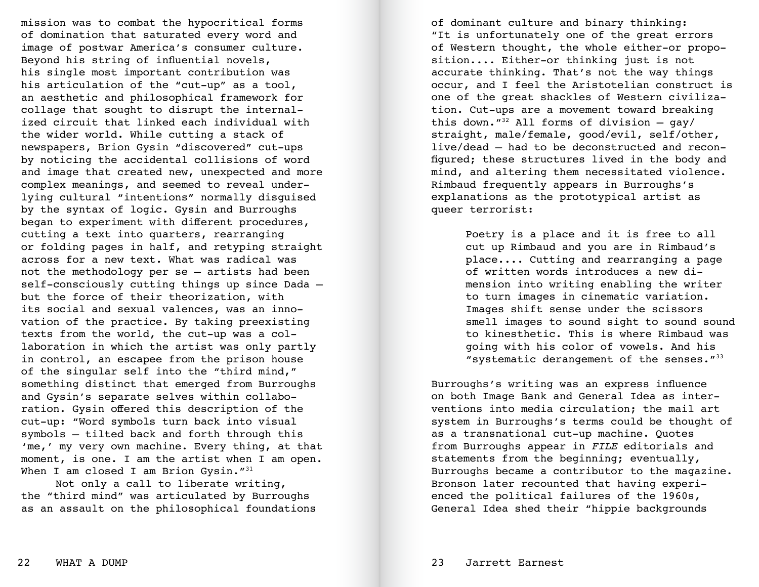mission was to combat the hypocritical forms of domination that saturated every word and image of postwar America's consumer culture. Beyond his string of influential novels, his single most important contribution was his articulation of the "cut-up" as a tool, an aesthetic and philosophical framework for collage that sought to disrupt the internalized circuit that linked each individual with the wider world. While cutting a stack of newspapers, Brion Gysin "discovered" cut-ups by noticing the accidental collisions of word and image that created new, unexpected and more complex meanings, and seemed to reveal underlying cultural "intentions" normally disguised by the syntax of logic. Gysin and Burroughs began to experiment with different procedures, cutting a text into quarters, rearranging or folding pages in half, and retyping straight across for a new text. What was radical was not the methodology per se — artists had been self-consciously cutting things up since Dada — but the force of their theorization, with its social and sexual valences, was an innovation of the practice. By taking preexisting texts from the world, the cut-up was a collaboration in which the artist was only partly in control, an escapee from the prison house of the singular self into the "third mind," something distinct that emerged from Burroughs and Gysin's separate selves within collaboration. Gysin offered this description of the cut-up: "Word symbols turn back into visual symbols — tilted back and forth through this 'me,' my very own machine. Every thing, at that moment, is one. I am the artist when I am open. When I am closed I am Brion Gysin."[31]

Not only a call to liberate writing, the "third mind" was articulated by Burroughs as an assault on the philosophical foundations of dominant culture and binary thinking: "It is unfortunately one of the great errors of Western thought, the whole either-or proposition.... Either-or thinking just is not accurate thinking. That's not the way things occur, and I feel the Aristotelian construct is one of the great shackles of Western civilization. Cut-ups are a movement toward breaking this down."[32] All forms of division — gay/straight, male/female, good/evil, self/other, live/dead — had to be deconstructed and reconfigured; these structures lived in the body and mind, and altering them necessitated violence. Rimbaud frequently appears in Burroughs's explanations as the prototypical artist as queer terrorist:

> Poetry is a place and it is free to all cut up Rimbaud and you are in Rimbaud's place.... Cutting and rearranging a page of written words introduces a new dimension into writing enabling the writer to turn images in cinematic variation. Images shift sense under the scissors smell images to sound sight to sound sound to kinesthetic. This is where Rimbaud was going with his color of vowels. And his "systematic derangement of the senses."[33]

Burroughs's writing was an express influence on both Image Bank and General Idea as interventions into media circulation; the mail art system in Burroughs's terms could be thought of as a transnational cut-up machine. Quotes from Burroughs appear in *FILE* editorials and statements from the beginning; eventually, Burroughs became a contributor to the magazine. Bronson later recounted that having experienced the political failures of the 1960s, General Idea shed their "hippie backgrounds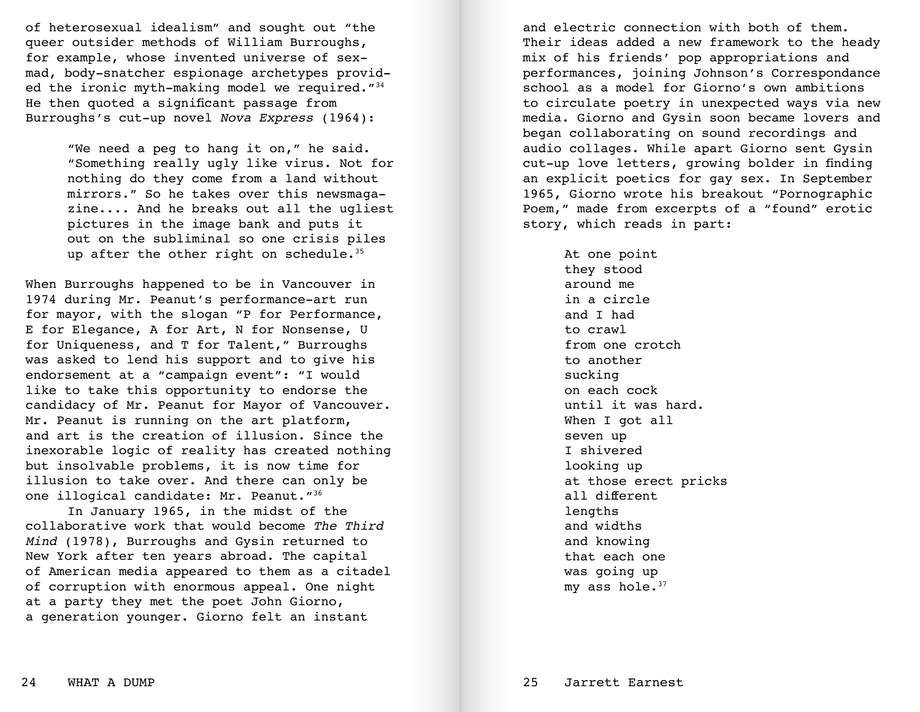of heterosexual idealism" and sought out "the queer outsider methods of William Burroughs, for example, whose invented universe of sex-mad, body-snatcher espionage archetypes provided the ironic myth-making model we required."[34] He then quoted a significant passage from Burroughs's cut-up novel *Nova Express* (1964):

> "We need a peg to hang it on," he said. "Something really ugly like virus. Not for nothing do they come from a land without mirrors." So he takes over this newsmagazine.... And he breaks out all the ugliest pictures in the image bank and puts it out on the subliminal so one crisis piles up after the other right on schedule.[35]

When Burroughs happened to be in Vancouver in 1974 during Mr. Peanut's performance-art run for mayor, with the slogan "P for Performance, E for Elegance, A for Art, N for Nonsense, U for Uniqueness, and T for Talent," Burroughs was asked to lend his support and to give his endorsement at a "campaign event": "I would like to take this opportunity to endorse the candidacy of Mr. Peanut for Mayor of Vancouver. Mr. Peanut is running on the art platform, and art is the creation of illusion. Since the inexorable logic of reality has created nothing but insolvable problems, it is now time for illusion to take over. And there can only be one illogical candidate: Mr. Peanut."[36]

In January 1965, in the midst of the collaborative work that would become *The Third Mind* (1978), Burroughs and Gysin returned to New York after ten years abroad. The capital of American media appeared to them as a citadel of corruption with enormous appeal. One night at a party they met the poet John Giorno, a generation younger. Giorno felt an instant and electric connection with both of them. Their ideas added a new framework to the heady mix of his friends' pop appropriations and performances, joining Johnson's Correspondance school as a model for Giorno's own ambitions to circulate poetry in unexpected ways via new media. Giorno and Gysin soon became lovers and began collaborating on sound recordings and audio collages. While apart Giorno sent Gysin cut-up love letters, growing bolder in finding an explicit poetics for gay sex. In September 1965, Giorno wrote his breakout "Pornographic Poem," made from excerpts of a "found" erotic story, which reads in part:

> At one point  
> they stood  
> around me  
> in a circle  
> and I had  
> to crawl  
> from one crotch  
> to another  
> sucking  
> on each cock  
> until it was hard.  
> When I got all  
> seven up  
> I shivered  
> looking up  
> at those erect pricks  
> all different  
> lengths  
> and widths  
> and knowing  
> that each one  
> was going up  
> my ass hole.[37]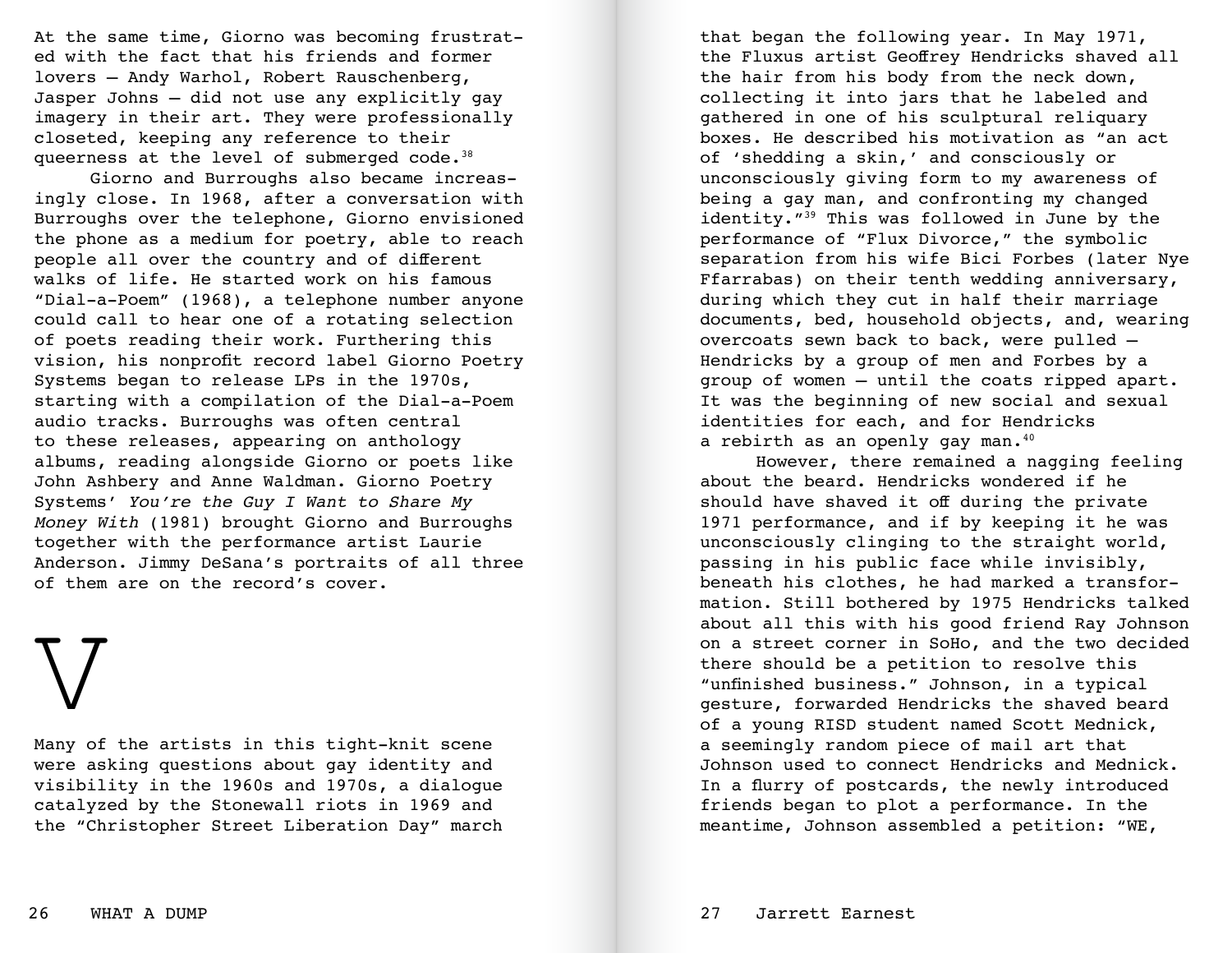At the same time, Giorno was becoming frustrated with the fact that his friends and former lovers — Andy Warhol, Robert Rauschenberg, Jasper Johns — did not use any explicitly gay imagery in their art. They were professionally closeted, keeping any reference to their queerness at the level of submerged code.[38]

Giorno and Burroughs also became increasingly close. In 1968, after a conversation with Burroughs over the telephone, Giorno envisioned the phone as a medium for poetry, able to reach people all over the country and of different walks of life. He started work on his famous "Dial-a-Poem" (1968), a telephone number anyone could call to hear one of a rotating selection of poets reading their work. Furthering this vision, his nonprofit record label Giorno Poetry Systems began to release LPs in the 1970s, starting with a compilation of the Dial-a-Poem audio tracks. Burroughs was often central to these releases, appearing on anthology albums, reading alongside Giorno or poets like John Ashbery and Anne Waldman. Giorno Poetry Systems' *You're the Guy I Want to Share My Money With* (1981) brought Giorno and Burroughs together with the performance artist Laurie Anderson. Jimmy DeSana's portraits of all three of them are on the record's cover.

# V

Many of the artists in this tight-knit scene were asking questions about gay identity and visibility in the 1960s and 1970s, a dialogue catalyzed by the Stonewall riots in 1969 and the "Christopher Street Liberation Day" march that began the following year. In May 1971, the Fluxus artist Geoffrey Hendricks shaved all the hair from his body from the neck down, collecting it into jars that he labeled and gathered in one of his sculptural reliquary boxes. He described his motivation as "an act of 'shedding a skin,' and consciously or unconsciously giving form to my awareness of being a gay man, and confronting my changed identity."[39] This was followed in June by the performance of "Flux Divorce," the symbolic separation from his wife Bici Forbes (later Nye Ffarrabas) on their tenth wedding anniversary, during which they cut in half their marriage documents, bed, household objects, and, wearing overcoats sewn back to back, were pulled — Hendricks by a group of men and Forbes by a group of women — until the coats ripped apart. It was the beginning of new social and sexual identities for each, and for Hendricks a rebirth as an openly gay man.[40]

However, there remained a nagging feeling about the beard. Hendricks wondered if he should have shaved it off during the private 1971 performance, and if by keeping it he was unconsciously clinging to the straight world, passing in his public face while invisibly, beneath his clothes, he had marked a transformation. Still bothered by 1975 Hendricks talked about all this with his good friend Ray Johnson on a street corner in SoHo, and the two decided there should be a petition to resolve this "unfinished business." Johnson, in a typical gesture, forwarded Hendricks the shaved beard of a young RISD student named Scott Mednick, a seemingly random piece of mail art that Johnson used to connect Hendricks and Mednick. In a flurry of postcards, the newly introduced friends began to plot a performance. In the meantime, Johnson assembled a petition: "WE,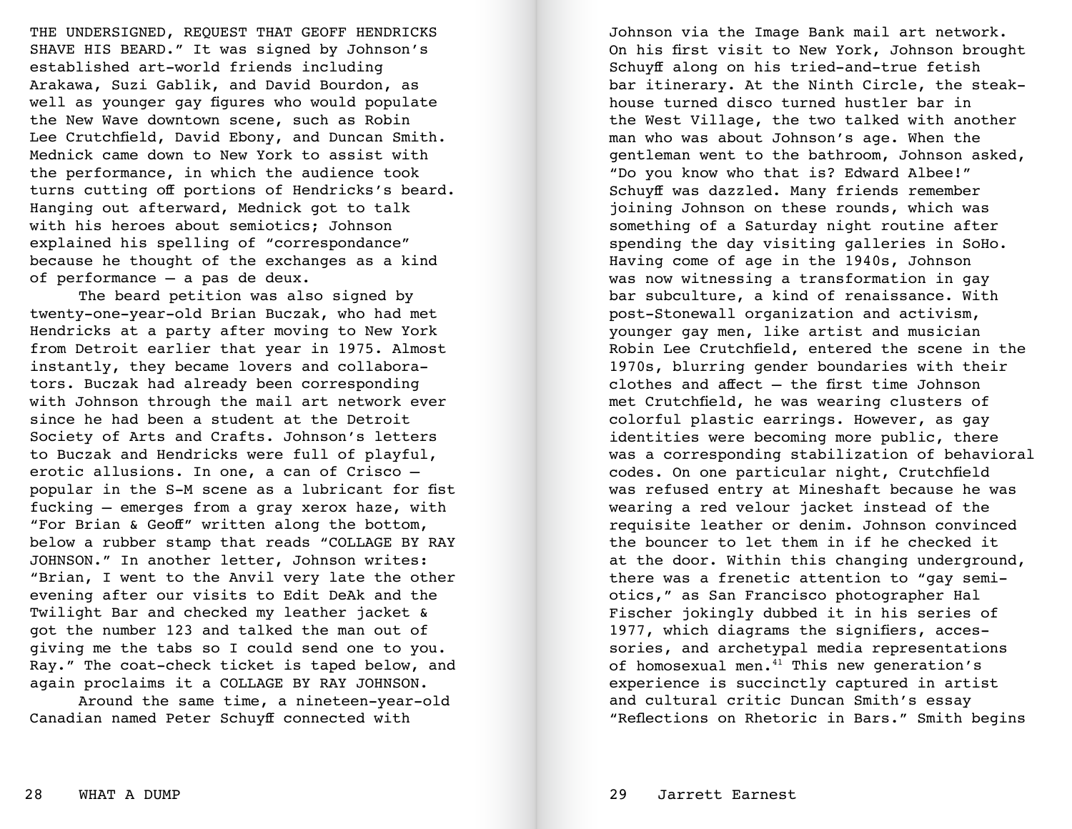THE UNDERSIGNED, REQUEST THAT GEOFF HENDRICKS SHAVE HIS BEARD." It was signed by Johnson's established art-world friends including Arakawa, Suzi Gablik, and David Bourdon, as well as younger gay figures who would populate the New Wave downtown scene, such as Robin Lee Crutchfield, David Ebony, and Duncan Smith. Mednick came down to New York to assist with the performance, in which the audience took turns cutting off portions of Hendricks's beard. Hanging out afterward, Mednick got to talk with his heroes about semiotics; Johnson explained his spelling of "correspondance" because he thought of the exchanges as a kind of performance — a pas de deux.

The beard petition was also signed by twenty-one-year-old Brian Buczak, who had met Hendricks at a party after moving to New York from Detroit earlier that year in 1975. Almost instantly, they became lovers and collaborators. Buczak had already been corresponding with Johnson through the mail art network ever since he had been a student at the Detroit Society of Arts and Crafts. Johnson's letters to Buczak and Hendricks were full of playful, erotic allusions. In one, a can of Crisco — popular in the S-M scene as a lubricant for fist fucking — emerges from a gray xerox haze, with "For Brian & Geoff" written along the bottom, below a rubber stamp that reads "COLLAGE BY RAY JOHNSON." In another letter, Johnson writes: "Brian, I went to the Anvil very late the other evening after our visits to Edit DeAk and the Twilight Bar and checked my leather jacket & got the number 123 and talked the man out of giving me the tabs so I could send one to you. Ray." The coat-check ticket is taped below, and again proclaims it a COLLAGE BY RAY JOHNSON.

Around the same time, a nineteen-year-old Canadian named Peter Schuyff connected with Johnson via the Image Bank mail art network. On his first visit to New York, Johnson brought Schuyff along on his tried-and-true fetish bar itinerary. At the Ninth Circle, the steakhouse turned disco turned hustler bar in the West Village, the two talked with another man who was about Johnson's age. When the gentleman went to the bathroom, Johnson asked, "Do you know who that is? Edward Albee!" Schuyff was dazzled. Many friends remember joining Johnson on these rounds, which was something of a Saturday night routine after spending the day visiting galleries in SoHo. Having come of age in the 1940s, Johnson was now witnessing a transformation in gay bar subculture, a kind of renaissance. With post-Stonewall organization and activism, younger gay men, like artist and musician Robin Lee Crutchfield, entered the scene in the 1970s, blurring gender boundaries with their clothes and affect — the first time Johnson met Crutchfield, he was wearing clusters of colorful plastic earrings. However, as gay identities were becoming more public, there was a corresponding stabilization of behavioral codes. On one particular night, Crutchfield was refused entry at Mineshaft because he was wearing a red velour jacket instead of the requisite leather or denim. Johnson convinced the bouncer to let them in if he checked it at the door. Within this changing underground, there was a frenetic attention to "gay semiotics," as San Francisco photographer Hal Fischer jokingly dubbed it in his series of 1977, which diagrams the signifiers, accessories, and archetypal media representations of homosexual men.[41] This new generation's experience is succinctly captured in artist and cultural critic Duncan Smith's essay "Reflections on Rhetoric in Bars." Smith begins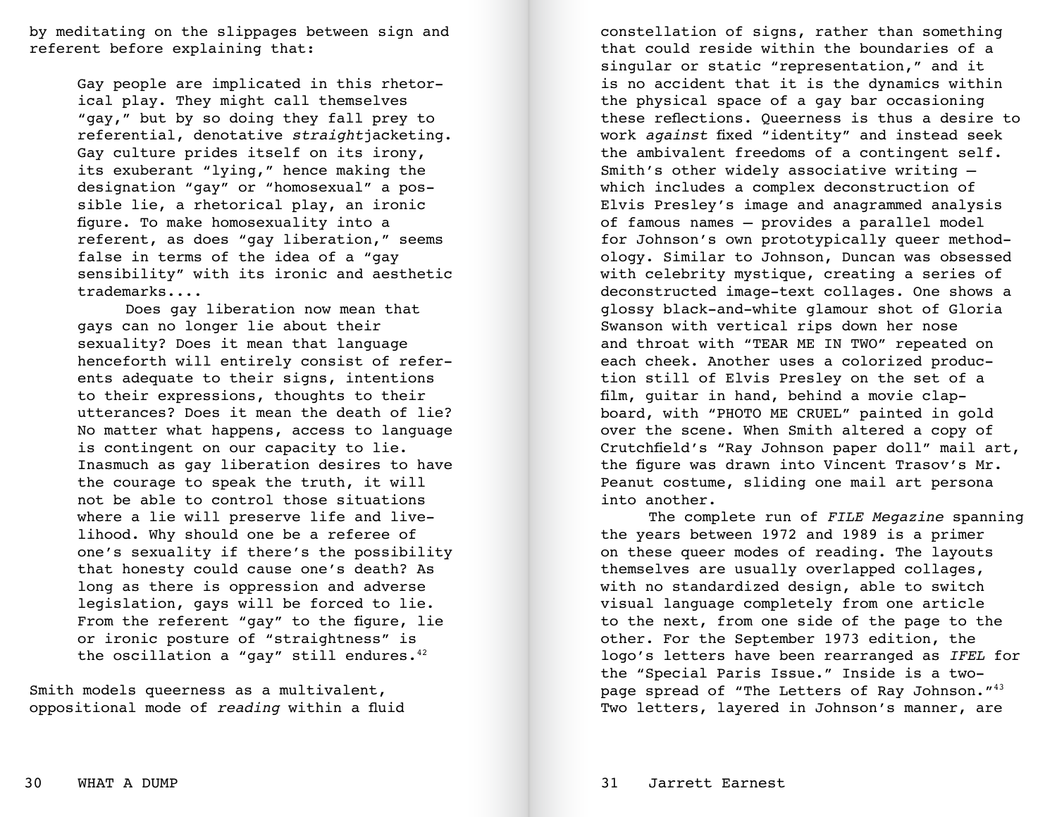by meditating on the slippages between sign and referent before explaining that:

> Gay people are implicated in this rhetorical play. They might call themselves "gay," but by so doing they fall prey to referential, denotative *straight*jacketing. Gay culture prides itself on its irony, its exuberant "lying," hence making the designation "gay" or "homosexual" a possible lie, a rhetorical play, an ironic figure. To make homosexuality into a referent, as does "gay liberation," seems false in terms of the idea of a "gay sensibility" with its ironic and aesthetic trademarks....
>
> Does gay liberation now mean that gays can no longer lie about their sexuality? Does it mean that language henceforth will entirely consist of referents adequate to their signs, intentions to their expressions, thoughts to their utterances? Does it mean the death of lie? No matter what happens, access to language is contingent on our capacity to lie. Inasmuch as gay liberation desires to have the courage to speak the truth, it will not be able to control those situations where a lie will preserve life and livelihood. Why should one be a referee of one's sexuality if there's the possibility that honesty could cause one's death? As long as there is oppression and adverse legislation, gays will be forced to lie. From the referent "gay" to the figure, lie or ironic posture of "straightness" is the oscillation a "gay" still endures.[42]

Smith models queerness as a multivalent, oppositional mode of *reading* within a fluid constellation of signs, rather than something that could reside within the boundaries of a singular or static "representation," and it is no accident that it is the dynamics within the physical space of a gay bar occasioning these reflections. Queerness is thus a desire to work *against* fixed "identity" and instead seek the ambivalent freedoms of a contingent self. Smith's other widely associative writing — which includes a complex deconstruction of Elvis Presley's image and anagrammed analysis of famous names — provides a parallel model for Johnson's own prototypically queer methodology. Similar to Johnson, Duncan was obsessed with celebrity mystique, creating a series of deconstructed image-text collages. One shows a glossy black-and-white glamour shot of Gloria Swanson with vertical rips down her nose and throat with "TEAR ME IN TWO" repeated on each cheek. Another uses a colorized production still of Elvis Presley on the set of a film, guitar in hand, behind a movie clapboard, with "PHOTO ME CRUEL" painted in gold over the scene. When Smith altered a copy of Crutchfield's "Ray Johnson paper doll" mail art, the figure was drawn into Vincent Trasov's Mr. Peanut costume, sliding one mail art persona into another.

The complete run of *FILE Megazine* spanning the years between 1972 and 1989 is a primer on these queer modes of reading. The layouts themselves are usually overlapped collages, with no standardized design, able to switch visual language completely from one article to the next, from one side of the page to the other. For the September 1973 edition, the logo's letters have been rearranged as *IFEL* for the "Special Paris Issue." Inside is a two-page spread of "The Letters of Ray Johnson."[43] Two letters, layered in Johnson's manner, are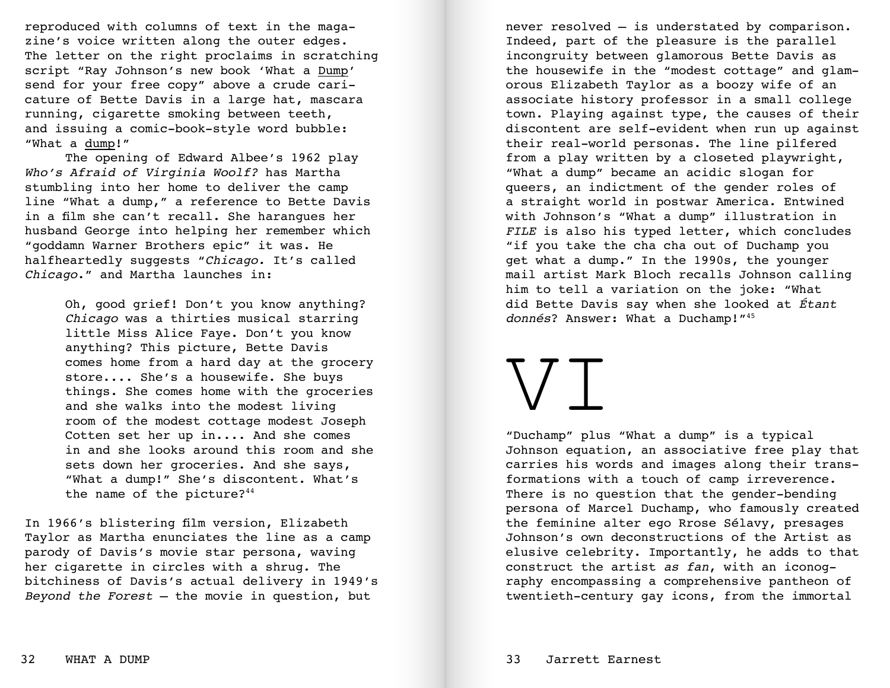reproduced with columns of text in the magazine's voice written along the outer edges. The letter on the right proclaims in scratching script "Ray Johnson's new book 'What a Dump' send for your free copy" above a crude caricature of Bette Davis in a large hat, mascara running, cigarette smoking between teeth, and issuing a comic-book-style word bubble: "What a dump!"

The opening of Edward Albee's 1962 play *Who's Afraid of Virginia Woolf?* has Martha stumbling into her home to deliver the camp line "What a dump," a reference to Bette Davis in a film she can't recall. She harangues her husband George into helping her remember which "goddamn Warner Brothers epic" it was. He halfheartedly suggests "*Chicago.* It's called *Chicago*." and Martha launches in:

> Oh, good grief! Don't you know anything? *Chicago* was a thirties musical starring little Miss Alice Faye. Don't you know anything? This picture, Bette Davis comes home from a hard day at the grocery store.... She's a housewife. She buys things. She comes home with the groceries and she walks into the modest living room of the modest cottage modest Joseph Cotten set her up in.... And she comes in and she looks around this room and she sets down her groceries. And she says, "What a dump!" She's discontent. What's the name of the picture?[44]

In 1966's blistering film version, Elizabeth Taylor as Martha enunciates the line as a camp parody of Davis's movie star persona, waving her cigarette in circles with a shrug. The bitchiness of Davis's actual delivery in 1949's *Beyond the Forest* — the movie in question, but never resolved — is understated by comparison. Indeed, part of the pleasure is the parallel incongruity between glamorous Bette Davis as the housewife in the "modest cottage" and glamorous Elizabeth Taylor as a boozy wife of an associate history professor in a small college town. Playing against type, the causes of their discontent are self-evident when run up against their real-world personas. The line pilfered from a play written by a closeted playwright, "What a dump" became an acidic slogan for queers, an indictment of the gender roles of a straight world in postwar America. Entwined with Johnson's "What a dump" illustration in *FILE* is also his typed letter, which concludes "if you take the cha cha out of Duchamp you get what a dump." In the 1990s, the younger mail artist Mark Bloch recalls Johnson calling him to tell a variation on the joke: "What did Bette Davis say when she looked at *Étant donnés*? Answer: What a Duchamp!"[45]

# VI

"Duchamp" plus "What a dump" is a typical Johnson equation, an associative free play that carries his words and images along their transformations with a touch of camp irreverence. There is no question that the gender-bending persona of Marcel Duchamp, who famously created the feminine alter ego Rrose Sélavy, presages Johnson's own deconstructions of the Artist as elusive celebrity. Importantly, he adds to that construct the artist *as fan*, with an iconography encompassing a comprehensive pantheon of twentieth-century gay icons, from the immortal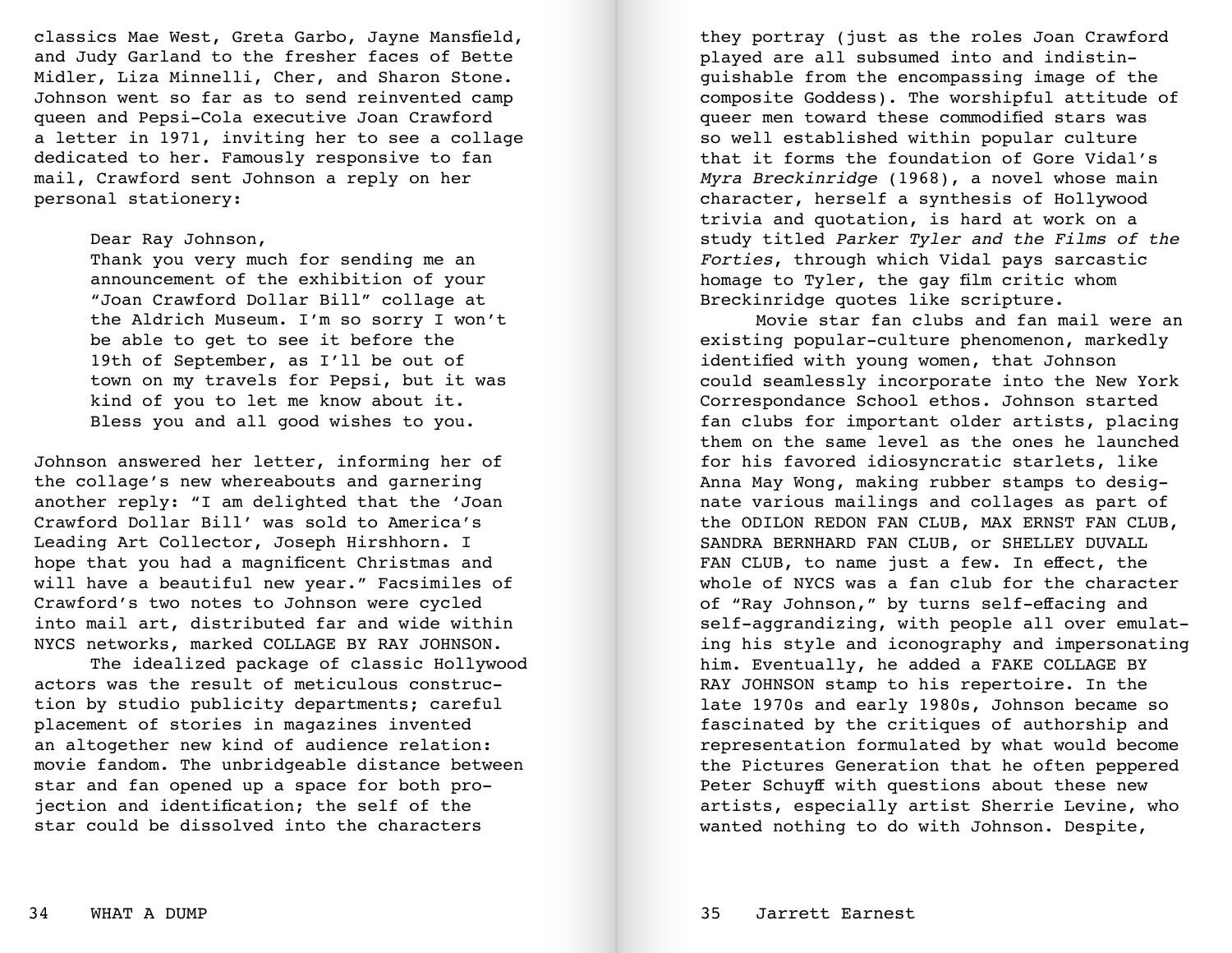classics Mae West, Greta Garbo, Jayne Mansfield, and Judy Garland to the fresher faces of Bette Midler, Liza Minnelli, Cher, and Sharon Stone. Johnson went so far as to send reinvented camp queen and Pepsi-Cola executive Joan Crawford a letter in 1971, inviting her to see a collage dedicated to her. Famously responsive to fan mail, Crawford sent Johnson a reply on her personal stationery:

> Dear Ray Johnson,
> Thank you very much for sending me an announcement of the exhibition of your "Joan Crawford Dollar Bill" collage at the Aldrich Museum. I'm so sorry I won't be able to get to see it before the 19th of September, as I'll be out of town on my travels for Pepsi, but it was kind of you to let me know about it. Bless you and all good wishes to you.

Johnson answered her letter, informing her of the collage's new whereabouts and garnering another reply: "I am delighted that the 'Joan Crawford Dollar Bill' was sold to America's Leading Art Collector, Joseph Hirshhorn. I hope that you had a magnificent Christmas and will have a beautiful new year." Facsimiles of Crawford's two notes to Johnson were cycled into mail art, distributed far and wide within NYCS networks, marked COLLAGE BY RAY JOHNSON.

The idealized package of classic Hollywood actors was the result of meticulous construction by studio publicity departments; careful placement of stories in magazines invented an altogether new kind of audience relation: movie fandom. The unbridgeable distance between star and fan opened up a space for both projection and identification; the self of the star could be dissolved into the characters they portray (just as the roles Joan Crawford played are all subsumed into and indistinguishable from the encompassing image of the composite Goddess). The worshipful attitude of queer men toward these commodified stars was so well established within popular culture that it forms the foundation of Gore Vidal's *Myra Breckinridge* (1968), a novel whose main character, herself a synthesis of Hollywood trivia and quotation, is hard at work on a study titled *Parker Tyler and the Films of the Forties*, through which Vidal pays sarcastic homage to Tyler, the gay film critic whom Breckinridge quotes like scripture.

Movie star fan clubs and fan mail were an existing popular-culture phenomenon, markedly identified with young women, that Johnson could seamlessly incorporate into the New York Correspondance School ethos. Johnson started fan clubs for important older artists, placing them on the same level as the ones he launched for his favored idiosyncratic starlets, like Anna May Wong, making rubber stamps to designate various mailings and collages as part of the ODILON REDON FAN CLUB, MAX ERNST FAN CLUB, SANDRA BERNHARD FAN CLUB, or SHELLEY DUVALL FAN CLUB, to name just a few. In effect, the whole of NYCS was a fan club for the character of "Ray Johnson," by turns self-effacing and self-aggrandizing, with people all over emulating his style and iconography and impersonating him. Eventually, he added a FAKE COLLAGE BY RAY JOHNSON stamp to his repertoire. In the late 1970s and early 1980s, Johnson became so fascinated by the critiques of authorship and representation formulated by what would become the Pictures Generation that he often peppered Peter Schuyff with questions about these new artists, especially artist Sherrie Levine, who wanted nothing to do with Johnson. Despite,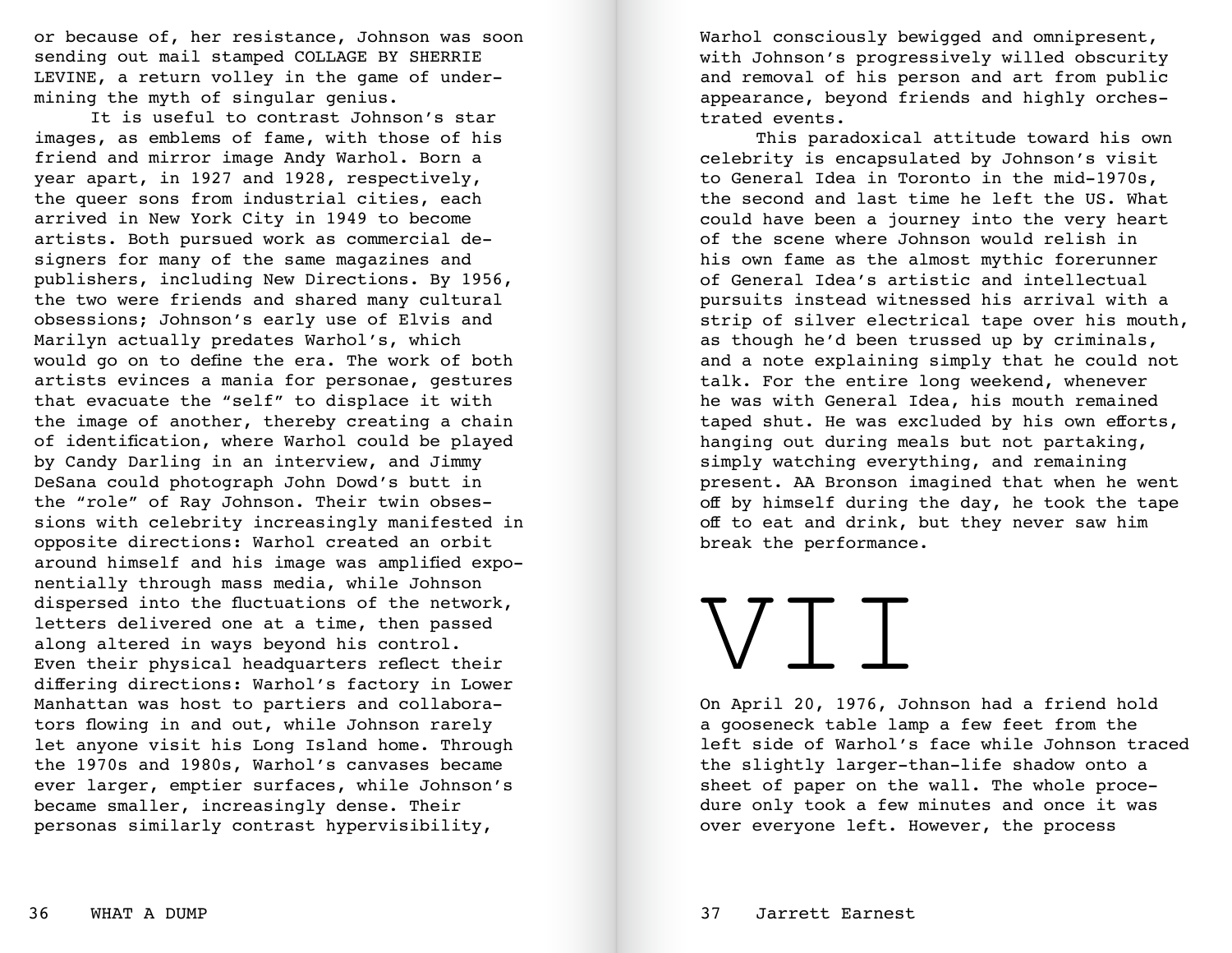or because of, her resistance, Johnson was soon sending out mail stamped COLLAGE BY SHERRIE LEVINE, a return volley in the game of undermining the myth of singular genius.

It is useful to contrast Johnson's star images, as emblems of fame, with those of his friend and mirror image Andy Warhol. Born a year apart, in 1927 and 1928, respectively, the queer sons from industrial cities, each arrived in New York City in 1949 to become artists. Both pursued work as commercial designers for many of the same magazines and publishers, including New Directions. By 1956, the two were friends and shared many cultural obsessions; Johnson's early use of Elvis and Marilyn actually predates Warhol's, which would go on to define the era. The work of both artists evinces a mania for personae, gestures that evacuate the "self" to displace it with the image of another, thereby creating a chain of identification, where Warhol could be played by Candy Darling in an interview, and Jimmy DeSana could photograph John Dowd's butt in the "role" of Ray Johnson. Their twin obsessions with celebrity increasingly manifested in opposite directions: Warhol created an orbit around himself and his image was amplified exponentially through mass media, while Johnson dispersed into the fluctuations of the network, letters delivered one at a time, then passed along altered in ways beyond his control. Even their physical headquarters reflect their differing directions: Warhol's factory in Lower Manhattan was host to partiers and collaborators flowing in and out, while Johnson rarely let anyone visit his Long Island home. Through the 1970s and 1980s, Warhol's canvases became ever larger, emptier surfaces, while Johnson's became smaller, increasingly dense. Their personas similarly contrast hypervisibility, Warhol consciously bewigged and omnipresent, with Johnson's progressively willed obscurity and removal of his person and art from public appearance, beyond friends and highly orchestrated events.

This paradoxical attitude toward his own celebrity is encapsulated by Johnson's visit to General Idea in Toronto in the mid-1970s, the second and last time he left the US. What could have been a journey into the very heart of the scene where Johnson would relish in his own fame as the almost mythic forerunner of General Idea's artistic and intellectual pursuits instead witnessed his arrival with a strip of silver electrical tape over his mouth, as though he'd been trussed up by criminals, and a note explaining simply that he could not talk. For the entire long weekend, whenever he was with General Idea, his mouth remained taped shut. He was excluded by his own efforts, hanging out during meals but not partaking, simply watching everything, and remaining present. AA Bronson imagined that when he went off by himself during the day, he took the tape off to eat and drink, but they never saw him break the performance.

# VII

On April 20, 1976, Johnson had a friend hold a gooseneck table lamp a few feet from the left side of Warhol's face while Johnson traced the slightly larger-than-life shadow onto a sheet of paper on the wall. The whole procedure only took a few minutes and once it was over everyone left. However, the process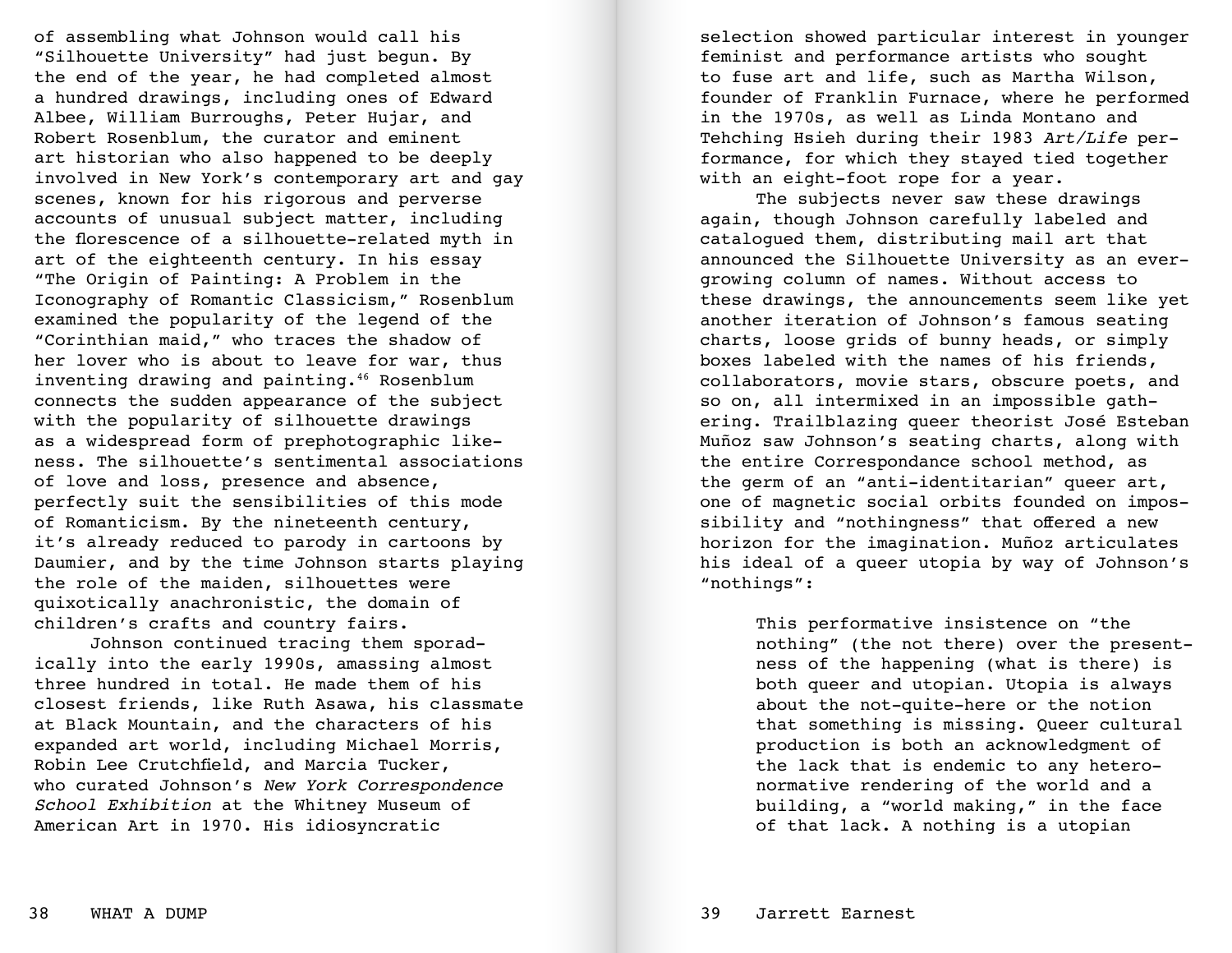of assembling what Johnson would call his "Silhouette University" had just begun. By the end of the year, he had completed almost a hundred drawings, including ones of Edward Albee, William Burroughs, Peter Hujar, and Robert Rosenblum, the curator and eminent art historian who also happened to be deeply involved in New York's contemporary art and gay scenes, known for his rigorous and perverse accounts of unusual subject matter, including the florescence of a silhouette-related myth in art of the eighteenth century. In his essay "The Origin of Painting: A Problem in the Iconography of Romantic Classicism," Rosenblum examined the popularity of the legend of the "Corinthian maid," who traces the shadow of her lover who is about to leave for war, thus inventing drawing and painting.[46] Rosenblum connects the sudden appearance of the subject with the popularity of silhouette drawings as a widespread form of prephotographic likeness. The silhouette's sentimental associations of love and loss, presence and absence, perfectly suit the sensibilities of this mode of Romanticism. By the nineteenth century, it's already reduced to parody in cartoons by Daumier, and by the time Johnson starts playing the role of the maiden, silhouettes were quixotically anachronistic, the domain of children's crafts and country fairs.

Johnson continued tracing them sporadically into the early 1990s, amassing almost three hundred in total. He made them of his closest friends, like Ruth Asawa, his classmate at Black Mountain, and the characters of his expanded art world, including Michael Morris, Robin Lee Crutchfield, and Marcia Tucker, who curated Johnson's *New York Correspondence School Exhibition* at the Whitney Museum of American Art in 1970. His idiosyncratic selection showed particular interest in younger feminist and performance artists who sought to fuse art and life, such as Martha Wilson, founder of Franklin Furnace, where he performed in the 1970s, as well as Linda Montano and Tehching Hsieh during their 1983 *Art/Life* performance, for which they stayed tied together with an eight-foot rope for a year.

The subjects never saw these drawings again, though Johnson carefully labeled and catalogued them, distributing mail art that announced the Silhouette University as an ever-growing column of names. Without access to these drawings, the announcements seem like yet another iteration of Johnson's famous seating charts, loose grids of bunny heads, or simply boxes labeled with the names of his friends, collaborators, movie stars, obscure poets, and so on, all intermixed in an impossible gathering. Trailblazing queer theorist José Esteban Muñoz saw Johnson's seating charts, along with the entire Correspondance school method, as the germ of an "anti-identitarian" queer art, one of magnetic social orbits founded on impossibility and "nothingness" that offered a new horizon for the imagination. Muñoz articulates his ideal of a queer utopia by way of Johnson's "nothings":

> This performative insistence on "the nothing" (the not there) over the presentness of the happening (what is there) is both queer and utopian. Utopia is always about the not-quite-here or the notion that something is missing. Queer cultural production is both an acknowledgment of the lack that is endemic to any heteronormative rendering of the world and a building, a "world making," in the face of that lack. A nothing is a utopian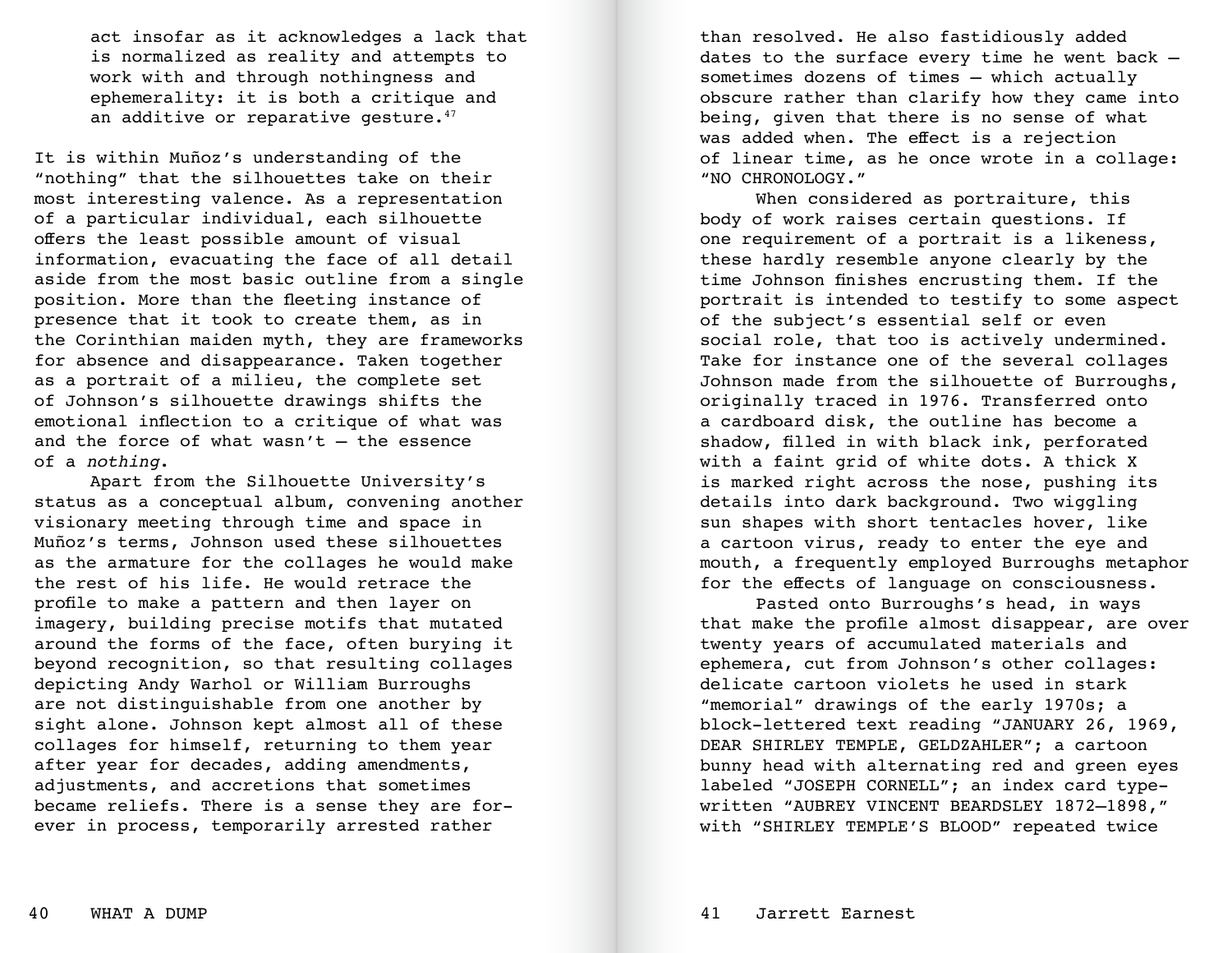> act insofar as it acknowledges a lack that is normalized as reality and attempts to work with and through nothingness and ephemerality: it is both a critique and an additive or reparative gesture.[47]

It is within Muñoz's understanding of the "nothing" that the silhouettes take on their most interesting valence. As a representation of a particular individual, each silhouette offers the least possible amount of visual information, evacuating the face of all detail aside from the most basic outline from a single position. More than the fleeting instance of presence that it took to create them, as in the Corinthian maiden myth, they are frameworks for absence and disappearance. Taken together as a portrait of a milieu, the complete set of Johnson's silhouette drawings shifts the emotional inflection to a critique of what was and the force of what wasn't — the essence of a *nothing*.

Apart from the Silhouette University's status as a conceptual album, convening another visionary meeting through time and space in Muñoz's terms, Johnson used these silhouettes as the armature for the collages he would make the rest of his life. He would retrace the profile to make a pattern and then layer on imagery, building precise motifs that mutated around the forms of the face, often burying it beyond recognition, so that resulting collages depicting Andy Warhol or William Burroughs are not distinguishable from one another by sight alone. Johnson kept almost all of these collages for himself, returning to them year after year for decades, adding amendments, adjustments, and accretions that sometimes became reliefs. There is a sense they are forever in process, temporarily arrested rather than resolved. He also fastidiously added dates to the surface every time he went back — sometimes dozens of times — which actually obscure rather than clarify how they came into being, given that there is no sense of what was added when. The effect is a rejection of linear time, as he once wrote in a collage: "NO CHRONOLOGY."

When considered as portraiture, this body of work raises certain questions. If one requirement of a portrait is a likeness, these hardly resemble anyone clearly by the time Johnson finishes encrusting them. If the portrait is intended to testify to some aspect of the subject's essential self or even social role, that too is actively undermined. Take for instance one of the several collages Johnson made from the silhouette of Burroughs, originally traced in 1976. Transferred onto a cardboard disk, the outline has become a shadow, filled in with black ink, perforated with a faint grid of white dots. A thick X is marked right across the nose, pushing its details into dark background. Two wiggling sun shapes with short tentacles hover, like a cartoon virus, ready to enter the eye and mouth, a frequently employed Burroughs metaphor for the effects of language on consciousness.

Pasted onto Burroughs's head, in ways that make the profile almost disappear, are over twenty years of accumulated materials and ephemera, cut from Johnson's other collages: delicate cartoon violets he used in stark "memorial" drawings of the early 1970s; a block-lettered text reading "JANUARY 26, 1969, DEAR SHIRLEY TEMPLE, GELDZAHLER"; a cartoon bunny head with alternating red and green eyes labeled "JOSEPH CORNELL"; an index card typewritten "AUBREY VINCENT BEARDSLEY 1872–1898," with "SHIRLEY TEMPLE'S BLOOD" repeated twice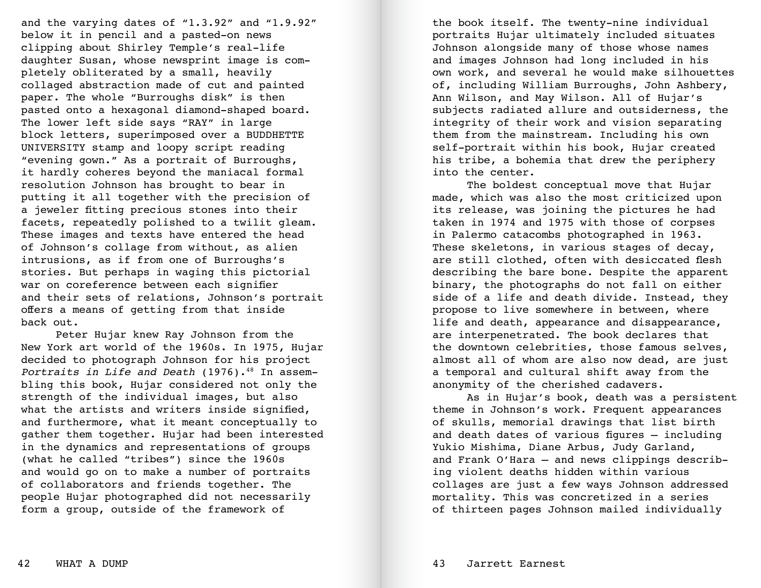and the varying dates of "1.3.92" and "1.9.92" below it in pencil and a pasted-on news clipping about Shirley Temple's real-life daughter Susan, whose newsprint image is completely obliterated by a small, heavily collaged abstraction made of cut and painted paper. The whole "Burroughs disk" is then pasted onto a hexagonal diamond-shaped board. The lower left side says "RAY" in large block letters, superimposed over a BUDDHETTE UNIVERSITY stamp and loopy script reading "evening gown." As a portrait of Burroughs, it hardly coheres beyond the maniacal formal resolution Johnson has brought to bear in putting it all together with the precision of a jeweler fitting precious stones into their facets, repeatedly polished to a twilit gleam. These images and texts have entered the head of Johnson's collage from without, as alien intrusions, as if from one of Burroughs's stories. But perhaps in waging this pictorial war on coreference between each signifier and their sets of relations, Johnson's portrait offers a means of getting from that inside back out.

Peter Hujar knew Ray Johnson from the New York art world of the 1960s. In 1975, Hujar decided to photograph Johnson for his project *Portraits in Life and Death* (1976).[48] In assembling this book, Hujar considered not only the strength of the individual images, but also what the artists and writers inside signified, and furthermore, what it meant conceptually to gather them together. Hujar had been interested in the dynamics and representations of groups (what he called "tribes") since the 1960s and would go on to make a number of portraits of collaborators and friends together. The people Hujar photographed did not necessarily form a group, outside of the framework of the book itself. The twenty-nine individual portraits Hujar ultimately included situates Johnson alongside many of those whose names and images Johnson had long included in his own work, and several he would make silhouettes of, including William Burroughs, John Ashbery, Ann Wilson, and May Wilson. All of Hujar's subjects radiated allure and outsiderness, the integrity of their work and vision separating them from the mainstream. Including his own self-portrait within his book, Hujar created his tribe, a bohemia that drew the periphery into the center.

The boldest conceptual move that Hujar made, which was also the most criticized upon its release, was joining the pictures he had taken in 1974 and 1975 with those of corpses in Palermo catacombs photographed in 1963. These skeletons, in various stages of decay, are still clothed, often with desiccated flesh describing the bare bone. Despite the apparent binary, the photographs do not fall on either side of a life and death divide. Instead, they propose to live somewhere in between, where life and death, appearance and disappearance, are interpenetrated. The book declares that the downtown celebrities, those famous selves, almost all of whom are also now dead, are just a temporal and cultural shift away from the anonymity of the cherished cadavers.

As in Hujar's book, death was a persistent theme in Johnson's work. Frequent appearances of skulls, memorial drawings that list birth and death dates of various figures – including Yukio Mishima, Diane Arbus, Judy Garland, and Frank O'Hara – and news clippings describing violent deaths hidden within various collages are just a few ways Johnson addressed mortality. This was concretized in a series of thirteen pages Johnson mailed individually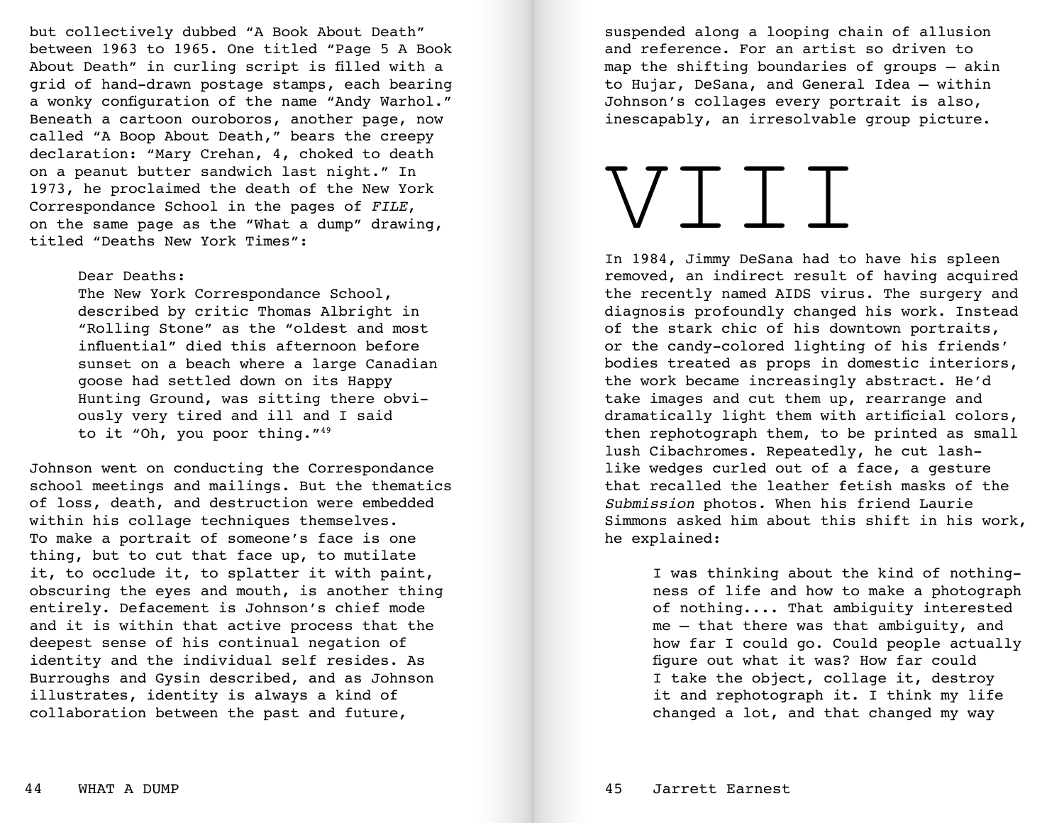but collectively dubbed "A Book About Death" between 1963 to 1965. One titled "Page 5 A Book About Death" in curling script is filled with a grid of hand-drawn postage stamps, each bearing a wonky configuration of the name "Andy Warhol." Beneath a cartoon ouroboros, another page, now called "A Boop About Death," bears the creepy declaration: "Mary Crehan, 4, choked to death on a peanut butter sandwich last night." In 1973, he proclaimed the death of the New York Correspondance School in the pages of *FILE*, on the same page as the "What a dump" drawing, titled "Deaths New York Times":

> Dear Deaths:
> The New York Correspondance School, described by critic Thomas Albright in "Rolling Stone" as the "oldest and most influential" died this afternoon before sunset on a beach where a large Canadian goose had settled down on its Happy Hunting Ground, was sitting there obviously very tired and ill and I said to it "Oh, you poor thing."[49]

Johnson went on conducting the Correspondance school meetings and mailings. But the thematics of loss, death, and destruction were embedded within his collage techniques themselves. To make a portrait of someone's face is one thing, but to cut that face up, to mutilate it, to occlude it, to splatter it with paint, obscuring the eyes and mouth, is another thing entirely. Defacement is Johnson's chief mode and it is within that active process that the deepest sense of his continual negation of identity and the individual self resides. As Burroughs and Gysin described, and as Johnson illustrates, identity is always a kind of collaboration between the past and future, suspended along a looping chain of allusion and reference. For an artist so driven to map the shifting boundaries of groups — akin to Hujar, DeSana, and General Idea — within Johnson's collages every portrait is also, inescapably, an irresolvable group picture.

# VIII

In 1984, Jimmy DeSana had to have his spleen removed, an indirect result of having acquired the recently named AIDS virus. The surgery and diagnosis profoundly changed his work. Instead of the stark chic of his downtown portraits, or the candy-colored lighting of his friends' bodies treated as props in domestic interiors, the work became increasingly abstract. He'd take images and cut them up, rearrange and dramatically light them with artificial colors, then rephotograph them, to be printed as small lush Cibachromes. Repeatedly, he cut lash-like wedges curled out of a face, a gesture that recalled the leather fetish masks of the *Submission* photos. When his friend Laurie Simmons asked him about this shift in his work, he explained:

> I was thinking about the kind of nothingness of life and how to make a photograph of nothing.... That ambiguity interested me — that there was that ambiguity, and how far I could go. Could people actually figure out what it was? How far could I take the object, collage it, destroy it and rephotograph it. I think my life changed a lot, and that changed my way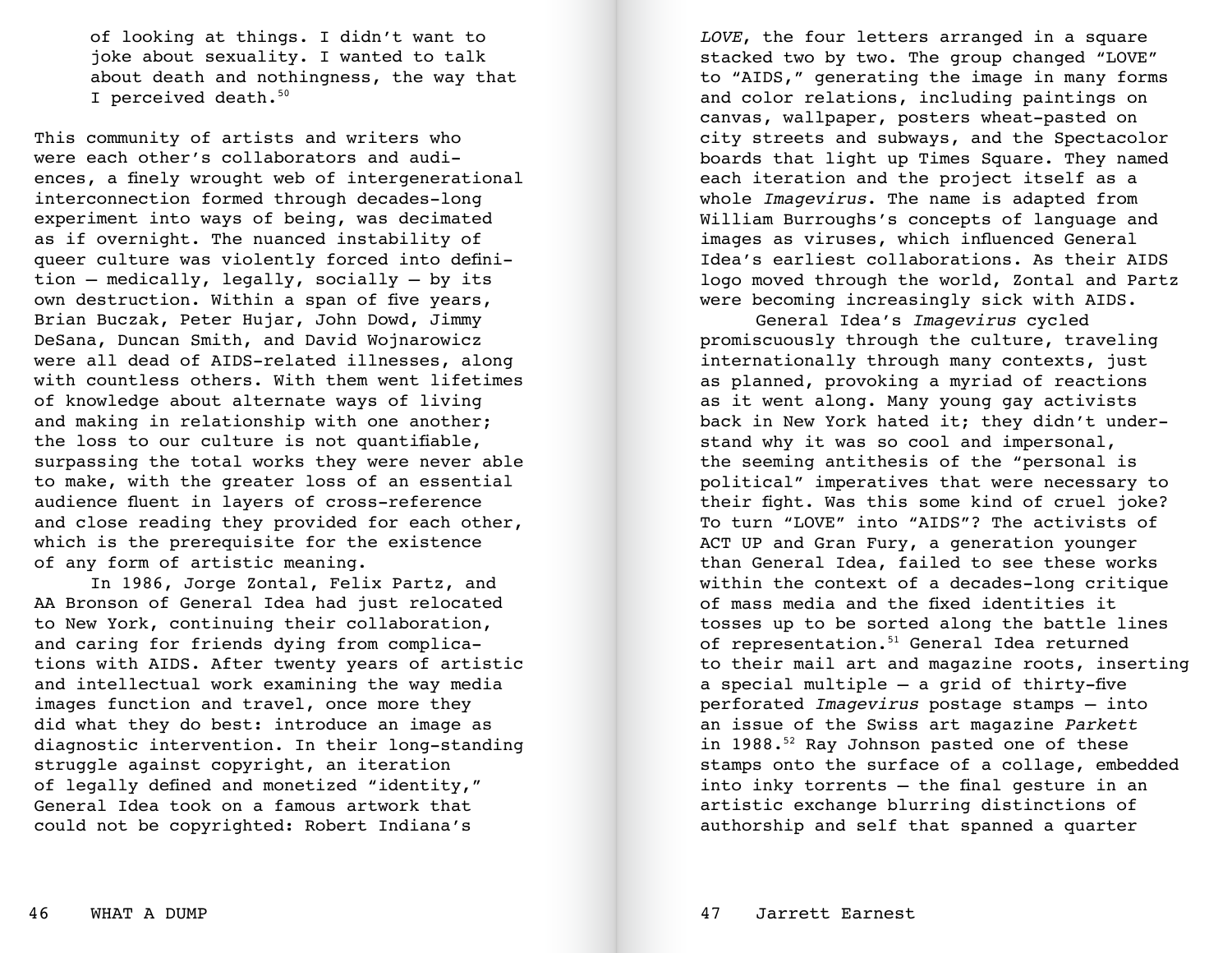> of looking at things. I didn't want to joke about sexuality. I wanted to talk about death and nothingness, the way that I perceived death.[50]

This community of artists and writers who were each other's collaborators and audiences, a finely wrought web of intergenerational interconnection formed through decades-long experiment into ways of being, was decimated as if overnight. The nuanced instability of queer culture was violently forced into definition — medically, legally, socially — by its own destruction. Within a span of five years, Brian Buczak, Peter Hujar, John Dowd, Jimmy DeSana, Duncan Smith, and David Wojnarowicz were all dead of AIDS-related illnesses, along with countless others. With them went lifetimes of knowledge about alternate ways of living and making in relationship with one another; the loss to our culture is not quantifiable, surpassing the total works they were never able to make, with the greater loss of an essential audience fluent in layers of cross-reference and close reading they provided for each other, which is the prerequisite for the existence of any form of artistic meaning.

In 1986, Jorge Zontal, Felix Partz, and AA Bronson of General Idea had just relocated to New York, continuing their collaboration, and caring for friends dying from complications with AIDS. After twenty years of artistic and intellectual work examining the way media images function and travel, once more they did what they do best: introduce an image as diagnostic intervention. In their long-standing struggle against copyright, an iteration of legally defined and monetized "identity," General Idea took on a famous artwork that could not be copyrighted: Robert Indiana's *LOVE*, the four letters arranged in a square stacked two by two. The group changed "LOVE" to "AIDS," generating the image in many forms and color relations, including paintings on canvas, wallpaper, posters wheat-pasted on city streets and subways, and the Spectacolor boards that light up Times Square. They named each iteration and the project itself as a whole *Imagevirus*. The name is adapted from William Burroughs's concepts of language and images as viruses, which influenced General Idea's earliest collaborations. As their AIDS logo moved through the world, Zontal and Partz were becoming increasingly sick with AIDS.

General Idea's *Imagevirus* cycled promiscuously through the culture, traveling internationally through many contexts, just as planned, provoking a myriad of reactions as it went along. Many young gay activists back in New York hated it; they didn't understand why it was so cool and impersonal, the seeming antithesis of the "personal is political" imperatives that were necessary to their fight. Was this some kind of cruel joke? To turn "LOVE" into "AIDS"? The activists of ACT UP and Gran Fury, a generation younger than General Idea, failed to see these works within the context of a decades-long critique of mass media and the fixed identities it tosses up to be sorted along the battle lines of representation.[51] General Idea returned to their mail art and magazine roots, inserting a special multiple — a grid of thirty-five perforated *Imagevirus* postage stamps — into an issue of the Swiss art magazine *Parkett* in 1988.[52] Ray Johnson pasted one of these stamps onto the surface of a collage, embedded into inky torrents — the final gesture in an artistic exchange blurring distinctions of authorship and self that spanned a quarter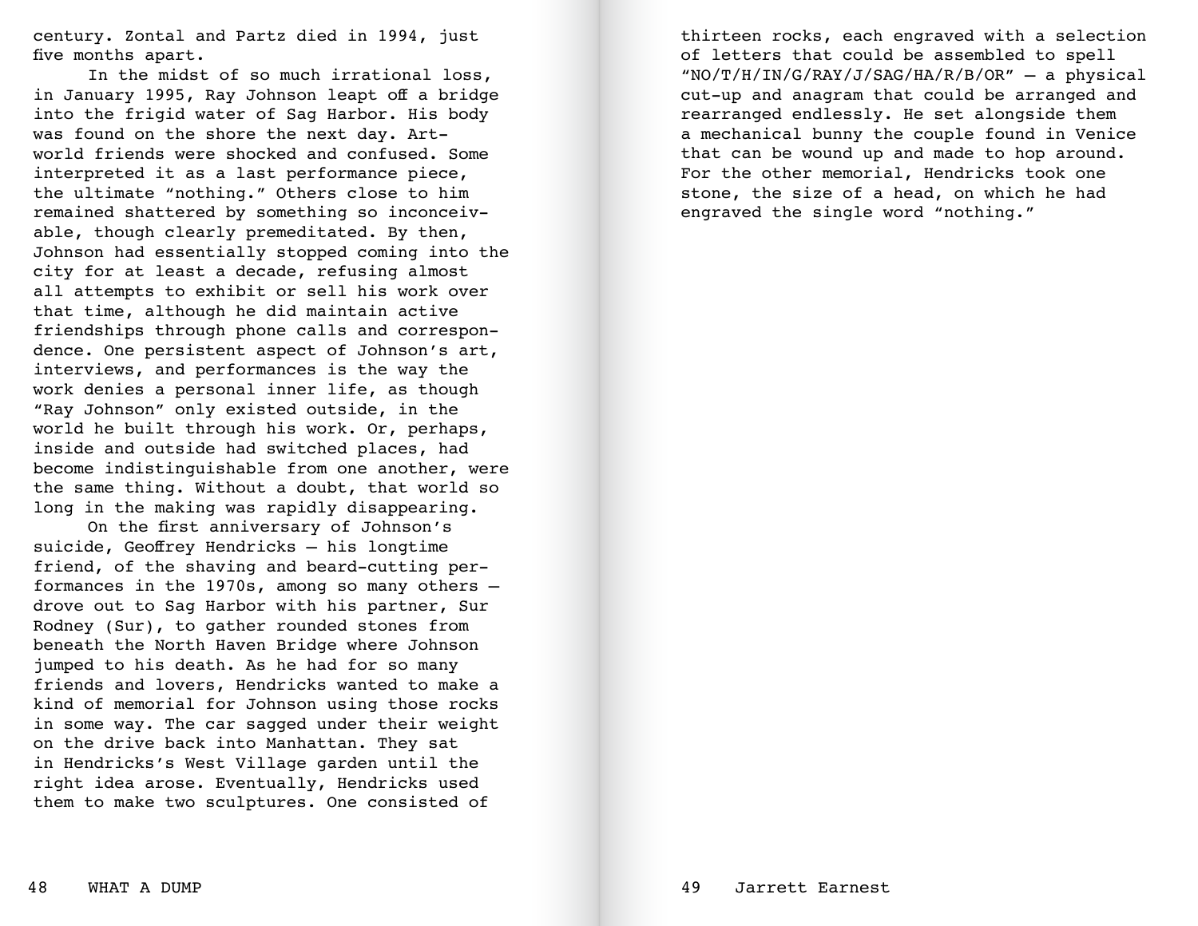century. Zontal and Partz died in 1994, just five months apart.

In the midst of so much irrational loss, in January 1995, Ray Johnson leapt off a bridge into the frigid water of Sag Harbor. His body was found on the shore the next day. Art-world friends were shocked and confused. Some interpreted it as a last performance piece, the ultimate "nothing." Others close to him remained shattered by something so inconceivable, though clearly premeditated. By then, Johnson had essentially stopped coming into the city for at least a decade, refusing almost all attempts to exhibit or sell his work over that time, although he did maintain active friendships through phone calls and correspondence. One persistent aspect of Johnson's art, interviews, and performances is the way the work denies a personal inner life, as though "Ray Johnson" only existed outside, in the world he built through his work. Or, perhaps, inside and outside had switched places, had become indistinguishable from one another, were the same thing. Without a doubt, that world so long in the making was rapidly disappearing.

On the first anniversary of Johnson's suicide, Geoffrey Hendricks — his longtime friend, of the shaving and beard-cutting performances in the 1970s, among so many others — drove out to Sag Harbor with his partner, Sur Rodney (Sur), to gather rounded stones from beneath the North Haven Bridge where Johnson jumped to his death. As he had for so many friends and lovers, Hendricks wanted to make a kind of memorial for Johnson using those rocks in some way. The car sagged under their weight on the drive back into Manhattan. They sat in Hendricks's West Village garden until the right idea arose. Eventually, Hendricks used them to make two sculptures. One consisted of thirteen rocks, each engraved with a selection of letters that could be assembled to spell "NO/T/H/IN/G/RAY/J/SAG/HA/R/B/OR" — a physical cut-up and anagram that could be arranged and rearranged endlessly. He set alongside them a mechanical bunny the couple found in Venice that can be wound up and made to hop around. For the other memorial, Hendricks took one stone, the size of a head, on which he had engraved the single word "nothing."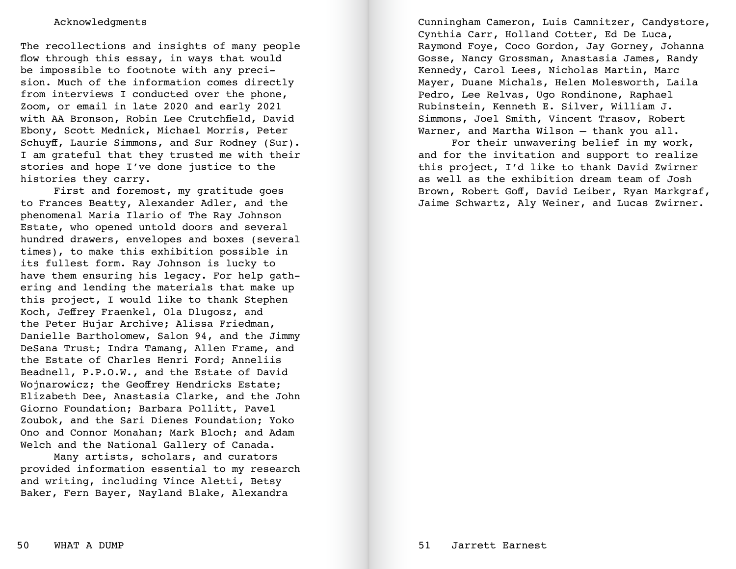## Acknowledgments

The recollections and insights of many people flow through this essay, in ways that would be impossible to footnote with any precision. Much of the information comes directly from interviews I conducted over the phone, Zoom, or email in late 2020 and early 2021 with AA Bronson, Robin Lee Crutchfield, David Ebony, Scott Mednick, Michael Morris, Peter Schuyff, Laurie Simmons, and Sur Rodney (Sur). I am grateful that they trusted me with their stories and hope I've done justice to the histories they carry.

First and foremost, my gratitude goes to Frances Beatty, Alexander Adler, and the phenomenal Maria Ilario of The Ray Johnson Estate, who opened untold doors and several hundred drawers, envelopes and boxes (several times), to make this exhibition possible in its fullest form. Ray Johnson is lucky to have them ensuring his legacy. For help gathering and lending the materials that make up this project, I would like to thank Stephen Koch, Jeffrey Fraenkel, Ola Dlugosz, and the Peter Hujar Archive; Alissa Friedman, Danielle Bartholomew, Salon 94, and the Jimmy DeSana Trust; Indra Tamang, Allen Frame, and the Estate of Charles Henri Ford; Anneliis Beadnell, P.P.O.W., and the Estate of David Wojnarowicz; the Geoffrey Hendricks Estate; Elizabeth Dee, Anastasia Clarke, and the John Giorno Foundation; Barbara Pollitt, Pavel Zoubok, and the Sari Dienes Foundation; Yoko Ono and Connor Monahan; Mark Bloch; and Adam Welch and the National Gallery of Canada.

Many artists, scholars, and curators provided information essential to my research and writing, including Vince Aletti, Betsy Baker, Fern Bayer, Nayland Blake, Alexandra Cunningham Cameron, Luis Camnitzer, Candystore, Cynthia Carr, Holland Cotter, Ed De Luca, Raymond Foye, Coco Gordon, Jay Gorney, Johanna Gosse, Nancy Grossman, Anastasia James, Randy Kennedy, Carol Lees, Nicholas Martin, Marc Mayer, Duane Michals, Helen Molesworth, Laila Pedro, Lee Relvas, Ugo Rondinone, Raphael Rubinstein, Kenneth E. Silver, William J. Simmons, Joel Smith, Vincent Trasov, Robert Warner, and Martha Wilson — thank you all.

For their unwavering belief in my work, and for the invitation and support to realize this project, I'd like to thank David Zwirner as well as the exhibition dream team of Josh Brown, Robert Goff, David Leiber, Ryan Markgraf, Jaime Schwartz, Aly Weiner, and Lucas Zwirner.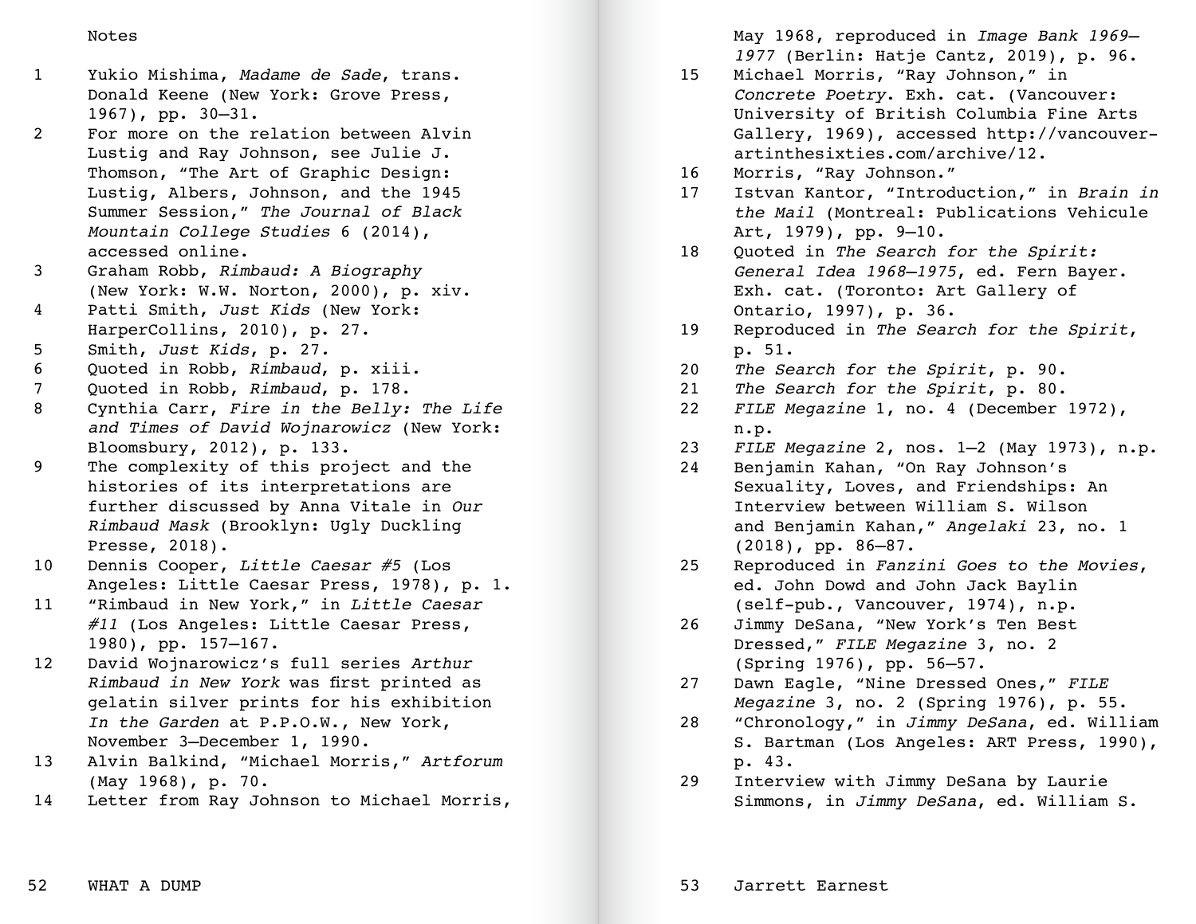## Notes

1. Yukio Mishima, *Madame de Sade*, trans. Donald Keene (New York: Grove Press, 1967), pp. 30–31.
2. For more on the relation between Alvin Lustig and Ray Johnson, see Julie J. Thomson, "The Art of Graphic Design: Lustig, Albers, Johnson, and the 1945 Summer Session," *The Journal of Black Mountain College Studies* 6 (2014), accessed online.
3. Graham Robb, *Rimbaud: A Biography* (New York: W.W. Norton, 2000), p. xiv.
4. Patti Smith, *Just Kids* (New York: HarperCollins, 2010), p. 27.
5. Smith, *Just Kids*, p. 27.
6. Quoted in Robb, *Rimbaud*, p. xiii.
7. Quoted in Robb, *Rimbaud*, p. 178.
8. Cynthia Carr, *Fire in the Belly: The Life and Times of David Wojnarowicz* (New York: Bloomsbury, 2012), p. 133.
9. The complexity of this project and the histories of its interpretations are further discussed by Anna Vitale in *Our Rimbaud Mask* (Brooklyn: Ugly Duckling Presse, 2018).
10. Dennis Cooper, *Little Caesar #5* (Los Angeles: Little Caesar Press, 1978), p. 1.
11. "Rimbaud in New York," in *Little Caesar #11* (Los Angeles: Little Caesar Press, 1980), pp. 157–167.
12. David Wojnarowicz's full series *Arthur Rimbaud in New York* was first printed as gelatin silver prints for his exhibition *In the Garden* at P.P.O.W., New York, November 3–December 1, 1990.
13. Alvin Balkind, "Michael Morris," *Artforum* (May 1968), p. 70.
14. Letter from Ray Johnson to Michael Morris, May 1968, reproduced in *Image Bank 1969–1977* (Berlin: Hatje Cantz, 2019), p. 96.
15. Michael Morris, "Ray Johnson," in *Concrete Poetry*. Exh. cat. (Vancouver: University of British Columbia Fine Arts Gallery, 1969), accessed http://vancouver-artinthesixties.com/archive/12.
16. Morris, "Ray Johnson."
17. Istvan Kantor, "Introduction," in *Brain in the Mail* (Montreal: Publications Vehicule Art, 1979), pp. 9–10.
18. Quoted in *The Search for the Spirit: General Idea 1968–1975*, ed. Fern Bayer. Exh. cat. (Toronto: Art Gallery of Ontario, 1997), p. 36.
19. Reproduced in *The Search for the Spirit*, p. 51.
20. *The Search for the Spirit*, p. 90.
21. *The Search for the Spirit*, p. 80.
22. *FILE Megazine* 1, no. 4 (December 1972), n.p.
23. *FILE Megazine* 2, nos. 1–2 (May 1973), n.p.
24. Benjamin Kahan, "On Ray Johnson's Sexuality, Loves, and Friendships: An Interview between William S. Wilson and Benjamin Kahan," *Angelaki* 23, no. 1 (2018), pp. 86–87.
25. Reproduced in *Fanzini Goes to the Movies*, ed. John Dowd and John Jack Baylin (self-pub., Vancouver, 1974), n.p.
26. Jimmy DeSana, "New York's Ten Best Dressed," *FILE Megazine* 3, no. 2 (Spring 1976), pp. 56–57.
27. Dawn Eagle, "Nine Dressed Ones," *FILE Megazine* 3, no. 2 (Spring 1976), p. 55.
28. "Chronology," in *Jimmy DeSana*, ed. William S. Bartman (Los Angeles: ART Press, 1990), p. 43.
29. Interview with Jimmy DeSana by Laurie Simmons, in *Jimmy DeSana*, ed. William S.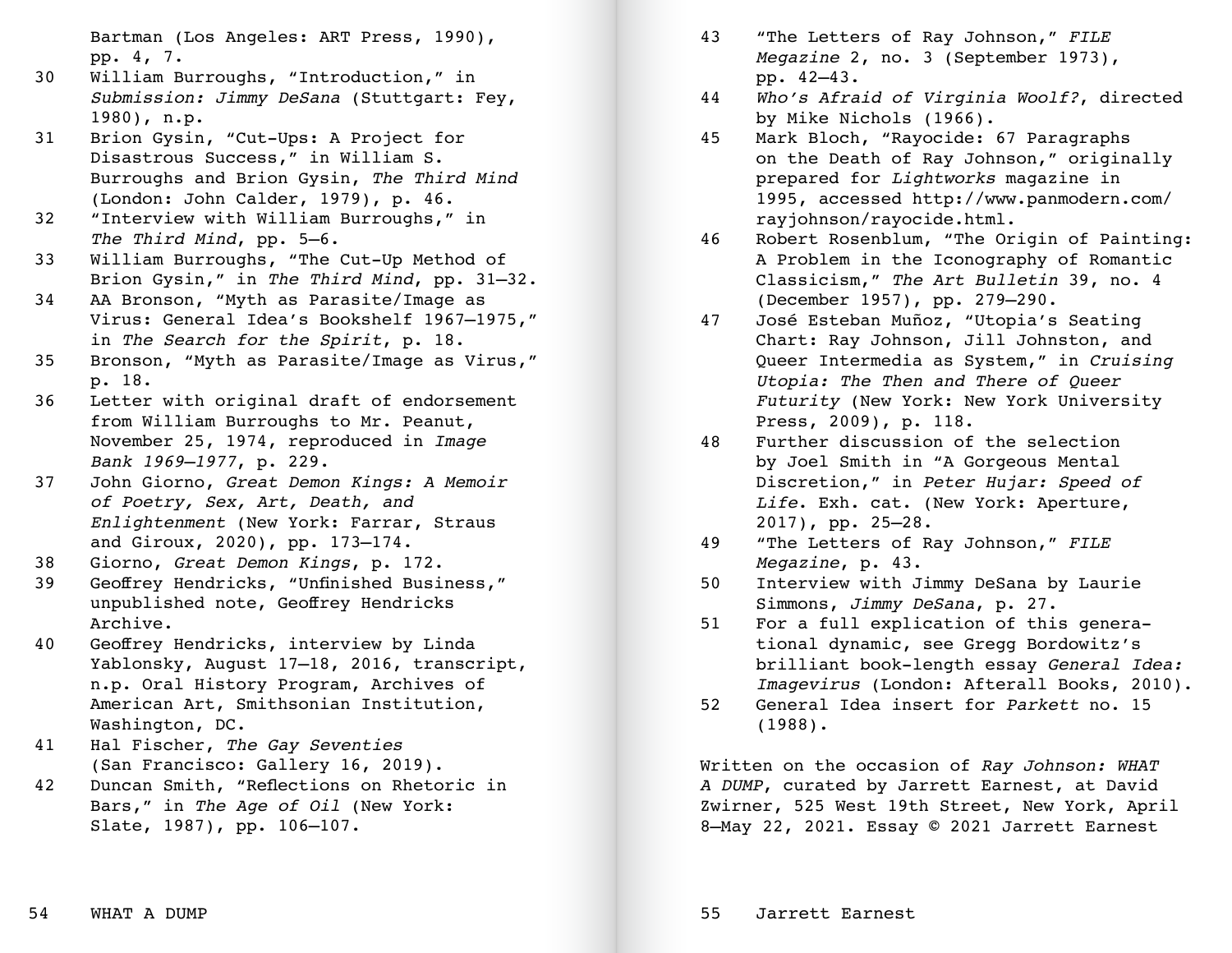Bartman (Los Angeles: ART Press, 1990), pp. 4, 7.

30 William Burroughs, “Introduction,” in *Submission: Jimmy DeSana* (Stuttgart: Fey, 1980), n.p.

31 Brion Gysin, “Cut-Ups: A Project for Disastrous Success,” in William S. Burroughs and Brion Gysin, *The Third Mind* (London: John Calder, 1979), p. 46.

32 “Interview with William Burroughs,” in *The Third Mind*, pp. 5–6.

33 William Burroughs, “The Cut-Up Method of Brion Gysin,” in *The Third Mind*, pp. 31–32.

34 AA Bronson, “Myth as Parasite/Image as Virus: General Idea’s Bookshelf 1967–1975,” in *The Search for the Spirit*, p. 18.

35 Bronson, “Myth as Parasite/Image as Virus,” p. 18.

36 Letter with original draft of endorsement from William Burroughs to Mr. Peanut, November 25, 1974, reproduced in *Image Bank 1969–1977*, p. 229.

37 John Giorno, *Great Demon Kings: A Memoir of Poetry, Sex, Art, Death, and Enlightenment* (New York: Farrar, Straus and Giroux, 2020), pp. 173–174.

38 Giorno, *Great Demon Kings*, p. 172.

39 Geoffrey Hendricks, “Unfinished Business,” unpublished note, Geoffrey Hendricks Archive.

40 Geoffrey Hendricks, interview by Linda Yablonsky, August 17–18, 2016, transcript, n.p. Oral History Program, Archives of American Art, Smithsonian Institution, Washington, DC.

41 Hal Fischer, *The Gay Seventies* (San Francisco: Gallery 16, 2019).

42 Duncan Smith, “Reflections on Rhetoric in Bars,” in *The Age of Oil* (New York: Slate, 1987), pp. 106–107.

43 “The Letters of Ray Johnson,” *FILE Megazine* 2, no. 3 (September 1973), pp. 42–43.

44 *Who’s Afraid of Virginia Woolf?*, directed by Mike Nichols (1966).

45 Mark Bloch, “Rayocide: 67 Paragraphs on the Death of Ray Johnson,” originally prepared for *Lightworks* magazine in 1995, accessed http://www.panmodern.com/rayjohnson/rayocide.html.

46 Robert Rosenblum, “The Origin of Painting: A Problem in the Iconography of Romantic Classicism,” *The Art Bulletin* 39, no. 4 (December 1957), pp. 279–290.

47 José Esteban Muñoz, “Utopia’s Seating Chart: Ray Johnson, Jill Johnston, and Queer Intermedia as System,” in *Cruising Utopia: The Then and There of Queer Futurity* (New York: New York University Press, 2009), p. 118.

48 Further discussion of the selection by Joel Smith in “A Gorgeous Mental Discretion,” in *Peter Hujar: Speed of Life*. Exh. cat. (New York: Aperture, 2017), pp. 25–28.

49 “The Letters of Ray Johnson,” *FILE Megazine*, p. 43.

50 Interview with Jimmy DeSana by Laurie Simmons, *Jimmy DeSana*, p. 27.

51 For a full explication of this generational dynamic, see Gregg Bordowitz’s brilliant book-length essay *General Idea: Imagevirus* (London: Afterall Books, 2010).

52 General Idea insert for *Parkett* no. 15 (1988).

Written on the occasion of *Ray Johnson: WHAT A DUMP*, curated by Jarrett Earnest, at David Zwirner, 525 West 19th Street, New York, April 8–May 22, 2021. Essay © 2021 Jarrett Earnest